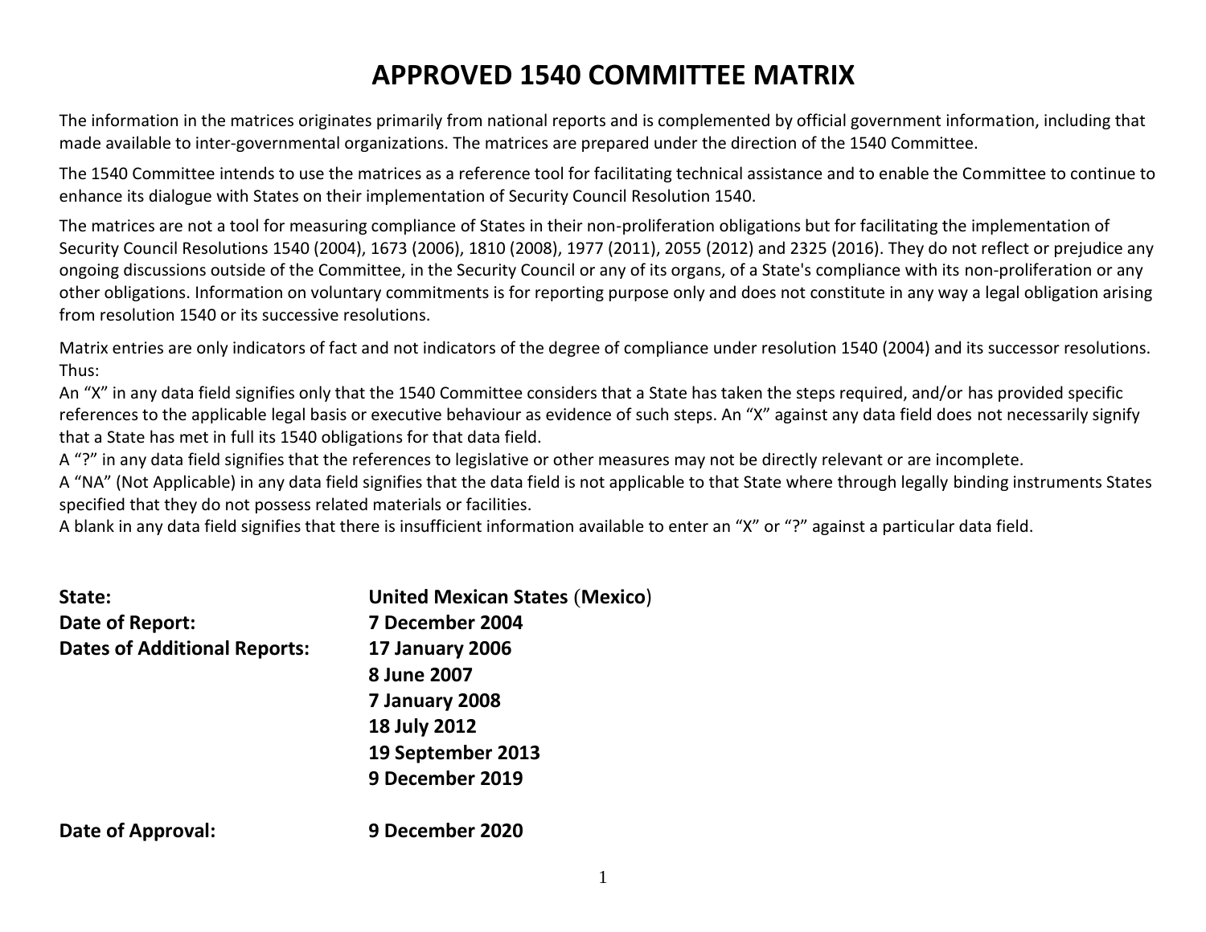# APPROVED 1540 COMMITTEE MATRIX

The information in the matrices originates primarily from national reports and is complemented by official government information, including that made available to inter-governmental organizations. The matrices are prepared under the direction of the 1540 Committee.

The 1540 Committee intends to use the matrices as a reference tool for facilitating technical assistance and to enable the Committee to continue to enhance its dialogue with States on their implementation of Security Council Resolution 1540.

The matrices are not a tool for measuring compliance of States in their non-proliferation obligations but for facilitating the implementation of Security Council Resolutions 1540 (2004), 1673 (2006), 1810 (2008), 1977 (2011), 2055 (2012) and 2325 (2016). They do not reflect or prejudice any ongoing discussions outside of the Committee, in the Security Council or any of its organs, of a State's compliance with its non-proliferation or any other obligations. Information on voluntary commitments is for reporting purpose only and does not constitute in any way a legal obligation arising from resolution 1540 or its successive resolutions.

Matrix entries are only indicators of fact and not indicators of the degree of compliance under resolution 1540 (2004) and its successor resolutions. Thus:

An "X" in any data field signifies only that the 1540 Committee considers that a State has taken the steps required, and/or has provided specific references to the applicable legal basis or executive behaviour as evidence of such steps. An "X" against any data field does not necessarily signify that a State has met in full its 1540 obligations for that data field.

A "?" in any data field signifies that the references to legislative or other measures may not be directly relevant or are incomplete.

A "NA" (Not Applicable) in any data field signifies that the data field is not applicable to that State where through legally binding instruments States specified that they do not possess related materials or facilities.

A blank in any data field signifies that there is insufficient information available to enter an "X" or "?" against a particular data field.

**State:** **United Mexican States (Mexico)**

**Date of Report:** **7 December 2004**

**Dates of Additional Reports:** **17 January 2006**
**8 June 2007**
**7 January 2008**
**18 July 2012**
**19 September 2013**
**9 December 2019**

**Date of Approval:** **9 December 2020**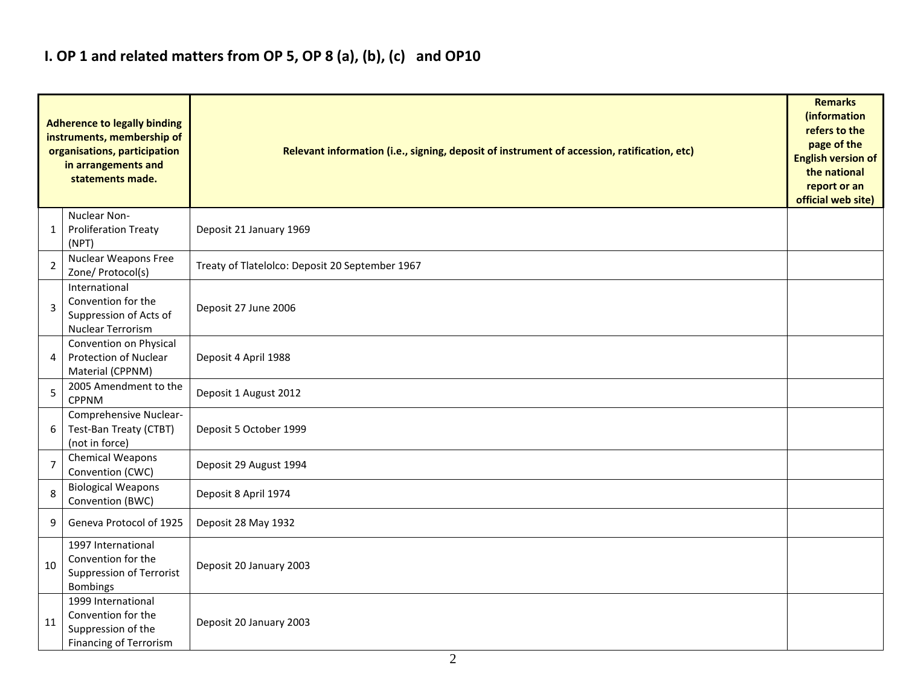# I. OP 1 and related matters from OP 5, OP 8 (a), (b), (c) and OP10

| | Adherence to legally binding instruments, membership of organisations, participation in arrangements and statements made. | Relevant information (i.e., signing, deposit of instrument of accession, ratification, etc) | Remarks (information refers to the page of the English version of the national report or an official web site) |
|---|---|---|---|
| 1 | Nuclear Non-Proliferation Treaty (NPT) | Deposit 21 January 1969 | |
| 2 | Nuclear Weapons Free Zone/ Protocol(s) | Treaty of Tlatelolco: Deposit 20 September 1967 | |
| 3 | International Convention for the Suppression of Acts of Nuclear Terrorism | Deposit 27 June 2006 | |
| 4 | Convention on Physical Protection of Nuclear Material (CPPNM) | Deposit 4 April 1988 | |
| 5 | 2005 Amendment to the CPPNM | Deposit 1 August 2012 | |
| 6 | Comprehensive Nuclear-Test-Ban Treaty (CTBT) (not in force) | Deposit 5 October 1999 | |
| 7 | Chemical Weapons Convention (CWC) | Deposit 29 August 1994 | |
| 8 | Biological Weapons Convention (BWC) | Deposit 8 April 1974 | |
| 9 | Geneva Protocol of 1925 | Deposit 28 May 1932 | |
| 10 | 1997 International Convention for the Suppression of Terrorist Bombings | Deposit 20 January 2003 | |
| 11 | 1999 International Convention for the Suppression of the Financing of Terrorism | Deposit 20 January 2003 | |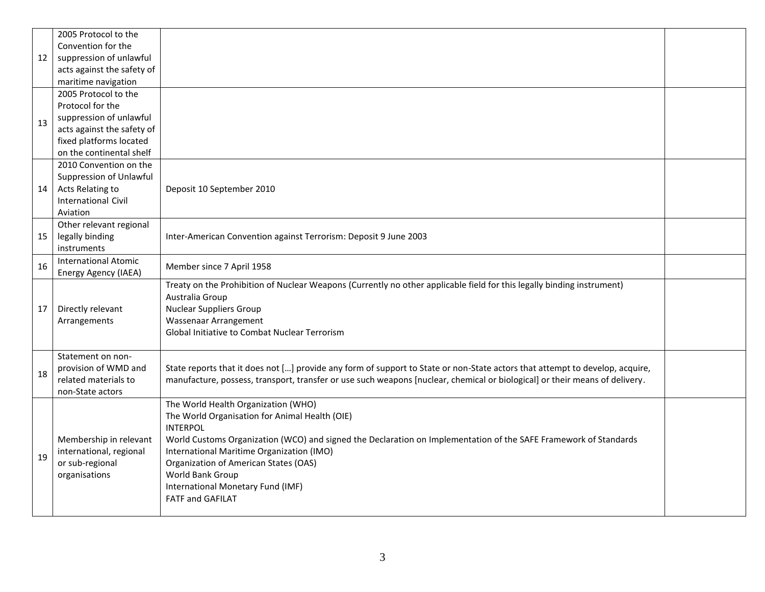| | | | |
|---|---|---|---|
| 12 | 2005 Protocol to the Convention for the suppression of unlawful acts against the safety of maritime navigation | | |
| 13 | 2005 Protocol to the Protocol for the suppression of unlawful acts against the safety of fixed platforms located on the continental shelf | | |
| 14 | 2010 Convention on the Suppression of Unlawful Acts Relating to International Civil Aviation | Deposit 10 September 2010 | |
| 15 | Other relevant regional legally binding instruments | Inter-American Convention against Terrorism: Deposit 9 June 2003 | |
| 16 | International Atomic Energy Agency (IAEA) | Member since 7 April 1958 | |
| 17 | Directly relevant Arrangements | Treaty on the Prohibition of Nuclear Weapons (Currently no other applicable field for this legally binding instrument)<br>Australia Group<br>Nuclear Suppliers Group<br>Wassenaar Arrangement<br>Global Initiative to Combat Nuclear Terrorism | |
| 18 | Statement on non-provision of WMD and related materials to non-State actors | State reports that it does not […] provide any form of support to State or non-State actors that attempt to develop, acquire, manufacture, possess, transport, transfer or use such weapons [nuclear, chemical or biological] or their means of delivery. | |
| 19 | Membership in relevant international, regional or sub-regional organisations | The World Health Organization (WHO)<br>The World Organisation for Animal Health (OIE)<br>INTERPOL<br>World Customs Organization (WCO) and signed the Declaration on Implementation of the SAFE Framework of Standards<br>International Maritime Organization (IMO)<br>Organization of American States (OAS)<br>World Bank Group<br>International Monetary Fund (IMF)<br>FATF and GAFILAT | |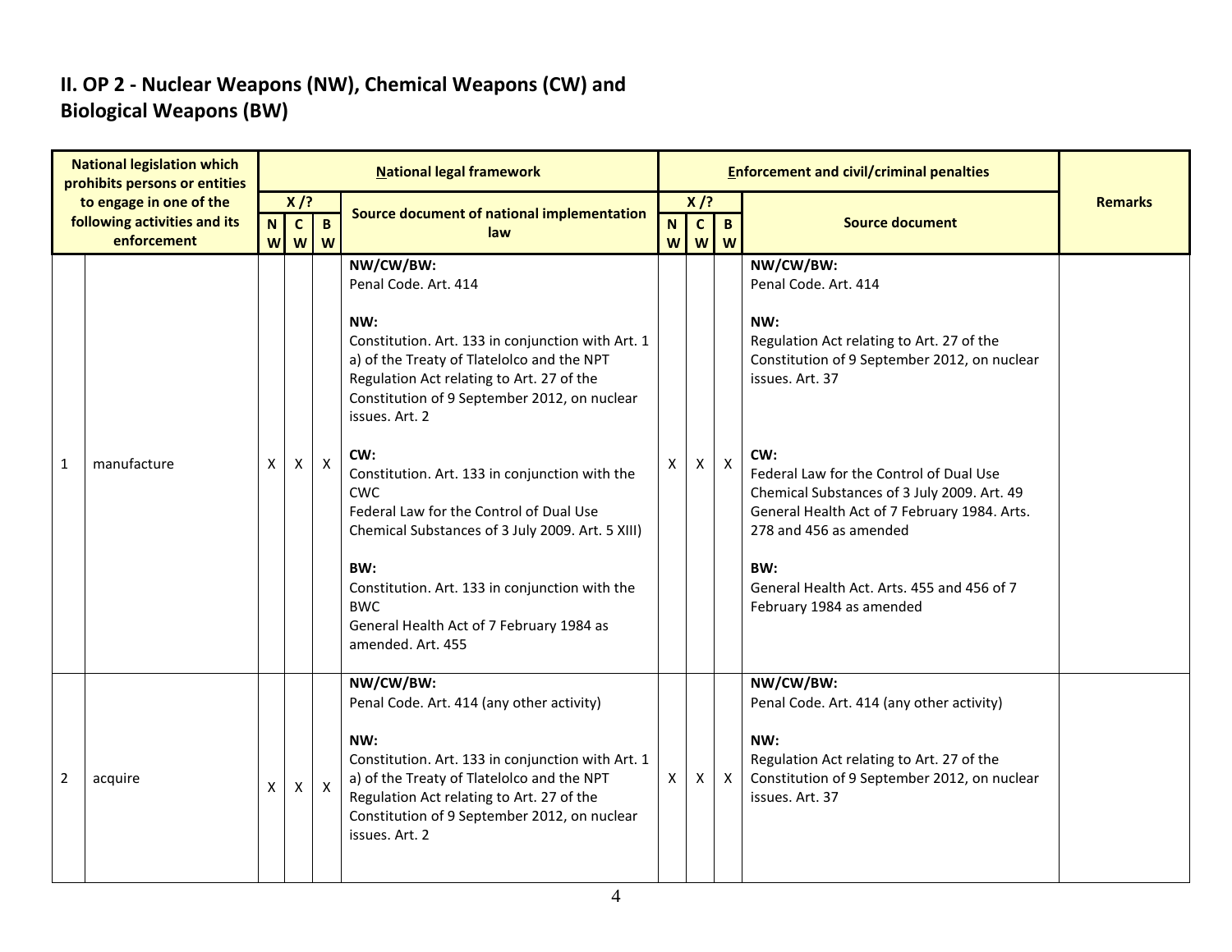## II. OP 2 - Nuclear Weapons (NW), Chemical Weapons (CW) and Biological Weapons (BW)

| National legislation which prohibits persons or entities to engage in one of the following activities and its enforcement | | National legal framework | | | | Enforcement and civil/criminal penalties | | | | Remarks |
|---|---|---|---|---|---|---|---|---|---|---|
| | | X /? | | | Source document of national implementation law | X /? | | | Source document | |
| | | NW | CW | BW | | NW | CW | BW | | |
| 1 | manufacture | X | X | X | **NW/CW/BW:**<br>Penal Code. Art. 414<br><br>**NW:**<br>Constitution. Art. 133 in conjunction with Art. 1 a) of the Treaty of Tlatelolco and the NPT<br>Regulation Act relating to Art. 27 of the Constitution of 9 September 2012, on nuclear issues. Art. 2<br><br>**CW:**<br>Constitution. Art. 133 in conjunction with the CWC<br>Federal Law for the Control of Dual Use Chemical Substances of 3 July 2009. Art. 5 XIII)<br><br>**BW:**<br>Constitution. Art. 133 in conjunction with the BWC<br>General Health Act of 7 February 1984 as amended. Art. 455 | X | X | X | **NW/CW/BW:**<br>Penal Code. Art. 414<br><br>**NW:**<br>Regulation Act relating to Art. 27 of the Constitution of 9 September 2012, on nuclear issues. Art. 37<br><br>**CW:**<br>Federal Law for the Control of Dual Use Chemical Substances of 3 July 2009. Art. 49<br>General Health Act of 7 February 1984. Arts. 278 and 456 as amended<br><br>**BW:**<br>General Health Act. Arts. 455 and 456 of 7 February 1984 as amended | |
| 2 | acquire | X | X | X | **NW/CW/BW:**<br>Penal Code. Art. 414 (any other activity)<br><br>**NW:**<br>Constitution. Art. 133 in conjunction with Art. 1 a) of the Treaty of Tlatelolco and the NPT<br>Regulation Act relating to Art. 27 of the Constitution of 9 September 2012, on nuclear issues. Art. 2 | X | X | X | **NW/CW/BW:**<br>Penal Code. Art. 414 (any other activity)<br><br>**NW:**<br>Regulation Act relating to Art. 27 of the Constitution of 9 September 2012, on nuclear issues. Art. 37 | |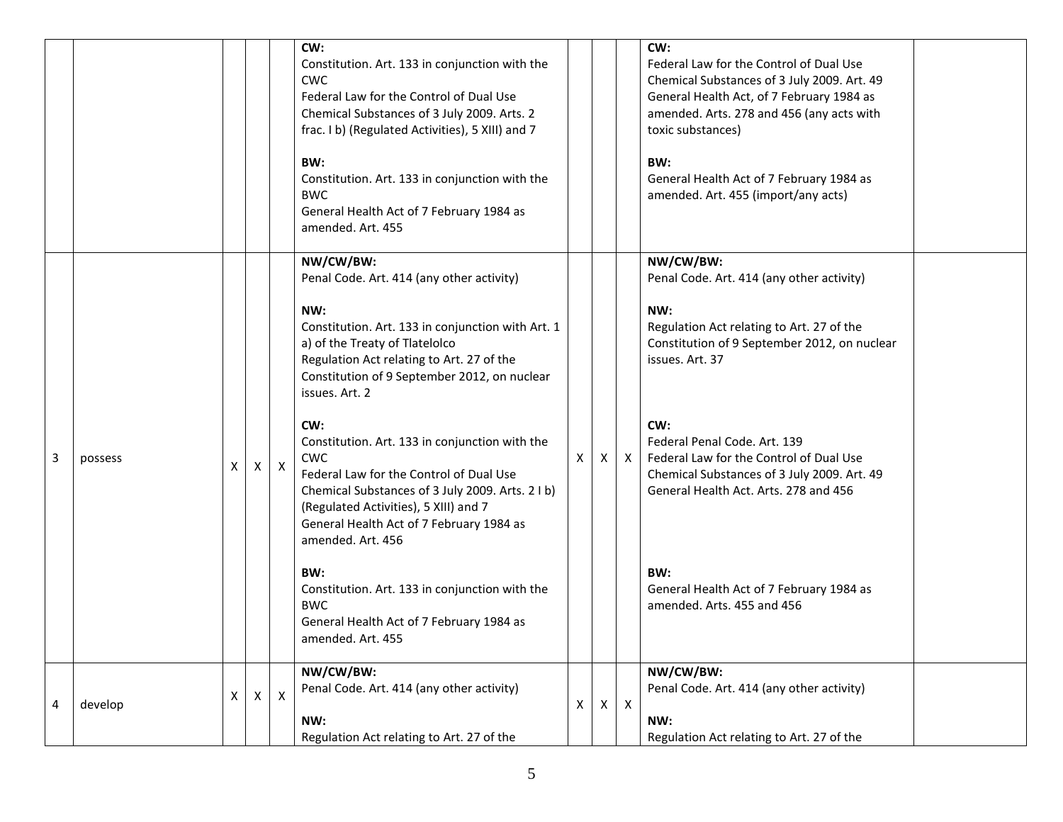| | | | | | | | | | | |
|---|---|---|---|---|---|---|---|---|---|---|
| | | | | | **CW:**<br>Constitution. Art. 133 in conjunction with the CWC<br>Federal Law for the Control of Dual Use Chemical Substances of 3 July 2009. Arts. 2 frac. I b) (Regulated Activities), 5 XIII) and 7<br><br>**BW:**<br>Constitution. Art. 133 in conjunction with the BWC<br>General Health Act of 7 February 1984 as amended. Art. 455 | | | | **CW:**<br>Federal Law for the Control of Dual Use Chemical Substances of 3 July 2009. Art. 49<br>General Health Act, of 7 February 1984 as amended. Arts. 278 and 456 (any acts with toxic substances)<br><br>**BW:**<br>General Health Act of 7 February 1984 as amended. Art. 455 (import/any acts) | |
| 3 | possess | X | X | X | **NW/CW/BW:**<br>Penal Code. Art. 414 (any other activity)<br><br>**NW:**<br>Constitution. Art. 133 in conjunction with Art. 1 a) of the Treaty of Tlatelolco<br>Regulation Act relating to Art. 27 of the Constitution of 9 September 2012, on nuclear issues. Art. 2<br><br>**CW:**<br>Constitution. Art. 133 in conjunction with the CWC<br>Federal Law for the Control of Dual Use Chemical Substances of 3 July 2009. Arts. 2 I b) (Regulated Activities), 5 XIII) and 7<br>General Health Act of 7 February 1984 as amended. Art. 456<br><br>**BW:**<br>Constitution. Art. 133 in conjunction with the BWC<br>General Health Act of 7 February 1984 as amended. Art. 455 | X | X | X | **NW/CW/BW:**<br>Penal Code. Art. 414 (any other activity)<br><br>**NW:**<br>Regulation Act relating to Art. 27 of the Constitution of 9 September 2012, on nuclear issues. Art. 37<br><br>**CW:**<br>Federal Penal Code. Art. 139<br>Federal Law for the Control of Dual Use Chemical Substances of 3 July 2009. Art. 49<br>General Health Act. Arts. 278 and 456<br><br>**BW:**<br>General Health Act of 7 February 1984 as amended. Arts. 455 and 456 | |
| 4 | develop | X | X | X | **NW/CW/BW:**<br>Penal Code. Art. 414 (any other activity)<br><br>**NW:**<br>Regulation Act relating to Art. 27 of the | X | X | X | **NW/CW/BW:**<br>Penal Code. Art. 414 (any other activity)<br><br>**NW:**<br>Regulation Act relating to Art. 27 of the | |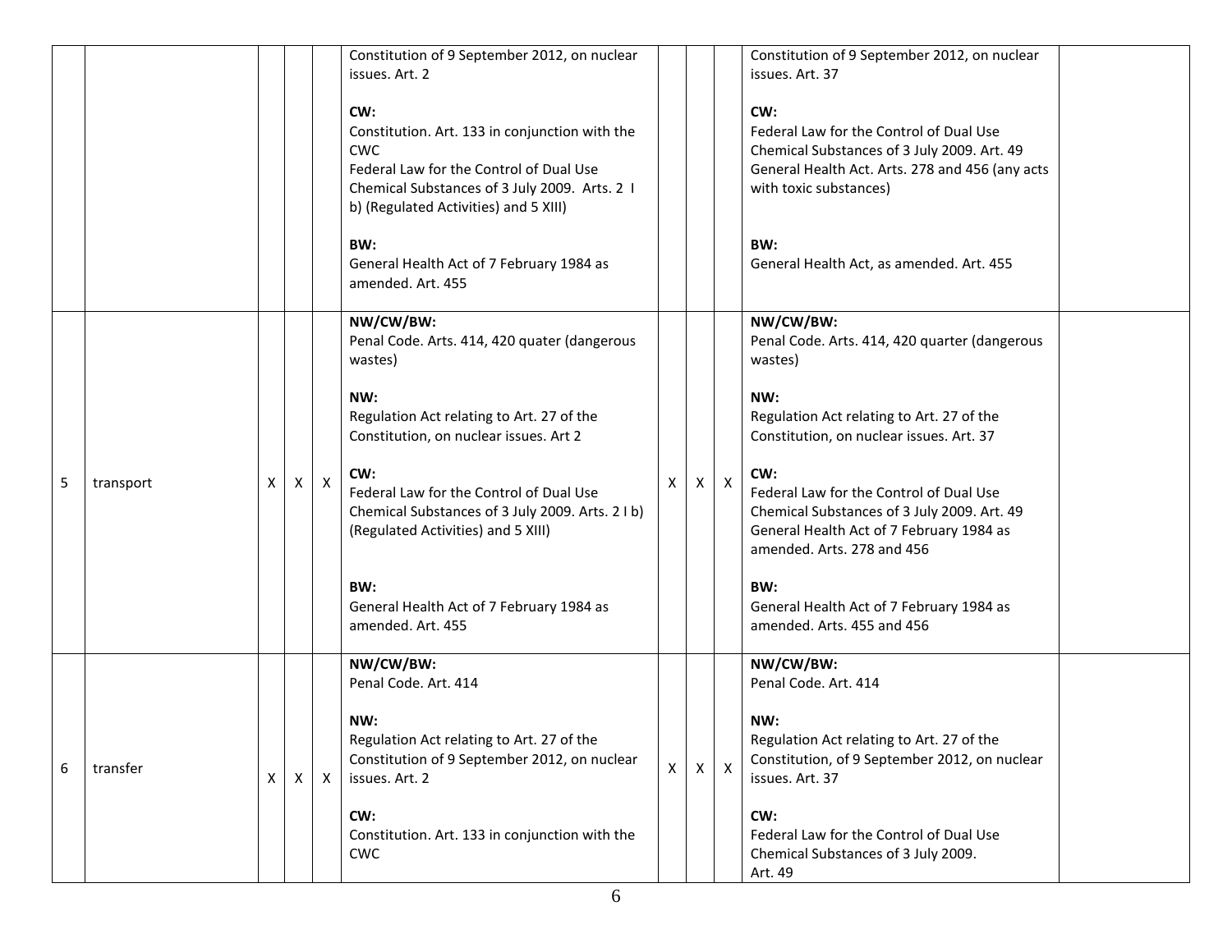| | | | | | | | | | | |
|---|---|---|---|---|---|---|---|---|---|---|
| | | | | | Constitution of 9 September 2012, on nuclear issues. Art. 2<br><br>**CW:**<br>Constitution. Art. 133 in conjunction with the CWC<br>Federal Law for the Control of Dual Use Chemical Substances of 3 July 2009. Arts. 2 I b) (Regulated Activities) and 5 XIII)<br><br>**BW:**<br>General Health Act of 7 February 1984 as amended. Art. 455 | | | | Constitution of 9 September 2012, on nuclear issues. Art. 37<br><br>**CW:**<br>Federal Law for the Control of Dual Use Chemical Substances of 3 July 2009. Art. 49<br>General Health Act. Arts. 278 and 456 (any acts with toxic substances)<br><br>**BW:**<br>General Health Act, as amended. Art. 455 | |
| 5 | transport | X | X | X | **NW/CW/BW:**<br>Penal Code. Arts. 414, 420 quater (dangerous wastes)<br><br>**NW:**<br>Regulation Act relating to Art. 27 of the Constitution, on nuclear issues. Art 2<br><br>**CW:**<br>Federal Law for the Control of Dual Use Chemical Substances of 3 July 2009. Arts. 2 I b) (Regulated Activities) and 5 XIII)<br><br>**BW:**<br>General Health Act of 7 February 1984 as amended. Art. 455 | X | X | X | **NW/CW/BW:**<br>Penal Code. Arts. 414, 420 quarter (dangerous wastes)<br><br>**NW:**<br>Regulation Act relating to Art. 27 of the Constitution, on nuclear issues. Art. 37<br><br>**CW:**<br>Federal Law for the Control of Dual Use Chemical Substances of 3 July 2009. Art. 49<br>General Health Act of 7 February 1984 as amended. Arts. 278 and 456<br><br>**BW:**<br>General Health Act of 7 February 1984 as amended. Arts. 455 and 456 | |
| 6 | transfer | X | X | X | **NW/CW/BW:**<br>Penal Code. Art. 414<br><br>**NW:**<br>Regulation Act relating to Art. 27 of the Constitution of 9 September 2012, on nuclear issues. Art. 2<br><br>**CW:**<br>Constitution. Art. 133 in conjunction with the CWC | X | X | X | **NW/CW/BW:**<br>Penal Code. Art. 414<br><br>**NW:**<br>Regulation Act relating to Art. 27 of the Constitution, of 9 September 2012, on nuclear issues. Art. 37<br><br>**CW:**<br>Federal Law for the Control of Dual Use Chemical Substances of 3 July 2009.<br>Art. 49 | |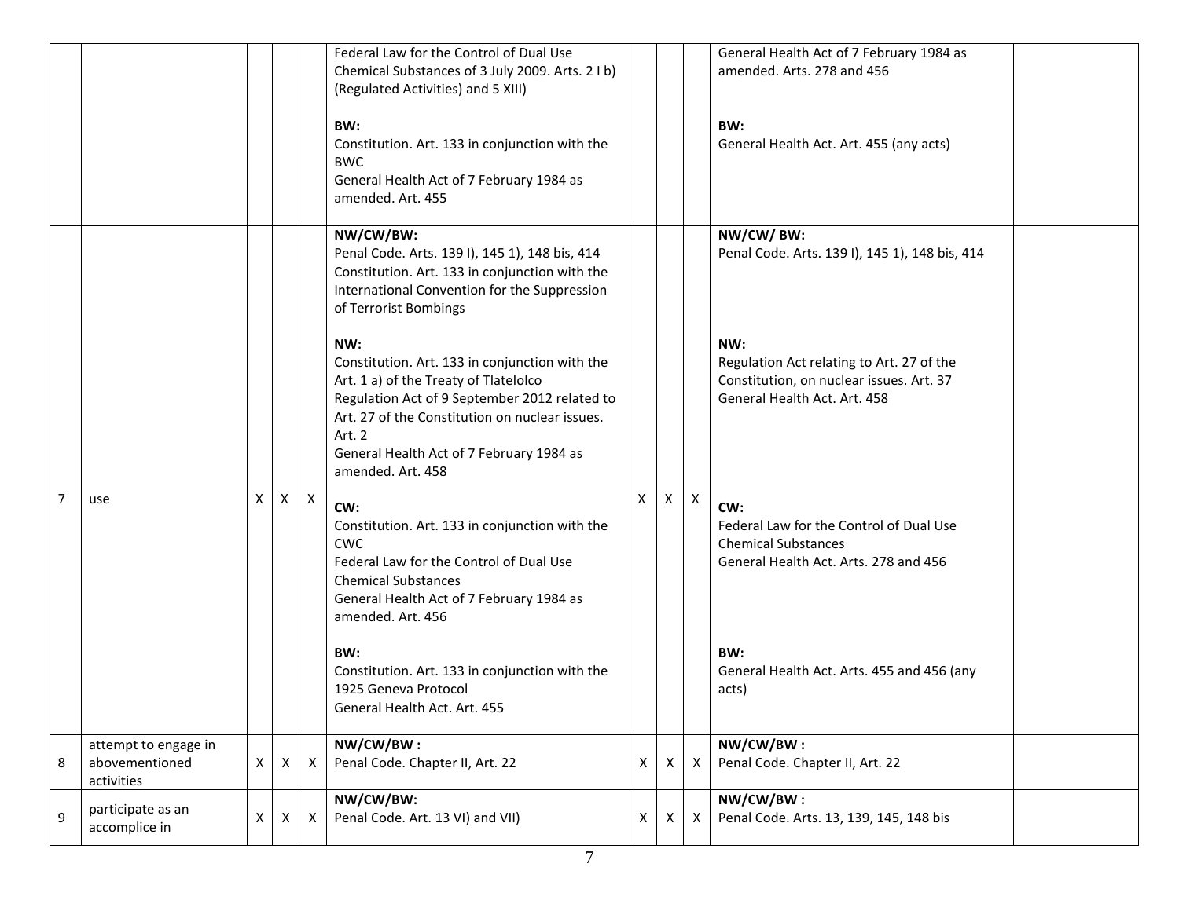| | | | | | | | | | | |
|---|---|---|---|---|---|---|---|---|---|---|
| | | | | | Federal Law for the Control of Dual Use Chemical Substances of 3 July 2009. Arts. 2 I b) (Regulated Activities) and 5 XIII)<br><br>**BW:**<br>Constitution. Art. 133 in conjunction with the BWC<br>General Health Act of 7 February 1984 as amended. Art. 455 | | | | General Health Act of 7 February 1984 as amended. Arts. 278 and 456<br><br>**BW:**<br>General Health Act. Art. 455 (any acts) | |
| 7 | use | X | X | X | **NW/CW/BW:**<br>Penal Code. Arts. 139 I), 145 1), 148 bis, 414<br>Constitution. Art. 133 in conjunction with the International Convention for the Suppression of Terrorist Bombings<br><br>**NW:**<br>Constitution. Art. 133 in conjunction with the Art. 1 a) of the Treaty of Tlatelolco<br>Regulation Act of 9 September 2012 related to Art. 27 of the Constitution on nuclear issues. Art. 2<br>General Health Act of 7 February 1984 as amended. Art. 458<br><br>**CW:**<br>Constitution. Art. 133 in conjunction with the CWC<br>Federal Law for the Control of Dual Use Chemical Substances<br>General Health Act of 7 February 1984 as amended. Art. 456<br><br>**BW:**<br>Constitution. Art. 133 in conjunction with the 1925 Geneva Protocol<br>General Health Act. Art. 455 | X | X | X | **NW/CW/ BW:**<br>Penal Code. Arts. 139 I), 145 1), 148 bis, 414<br><br>**NW:**<br>Regulation Act relating to Art. 27 of the Constitution, on nuclear issues. Art. 37<br>General Health Act. Art. 458<br><br>**CW:**<br>Federal Law for the Control of Dual Use Chemical Substances<br>General Health Act. Arts. 278 and 456<br><br>**BW:**<br>General Health Act. Arts. 455 and 456 (any acts) | |
| 8 | attempt to engage in abovementioned activities | X | X | X | **NW/CW/BW :**<br>Penal Code. Chapter II, Art. 22 | X | X | X | **NW/CW/BW :**<br>Penal Code. Chapter II, Art. 22 | |
| 9 | participate as an accomplice in | X | X | X | **NW/CW/BW:**<br>Penal Code. Art. 13 VI) and VII) | X | X | X | **NW/CW/BW :**<br>Penal Code. Arts. 13, 139, 145, 148 bis | |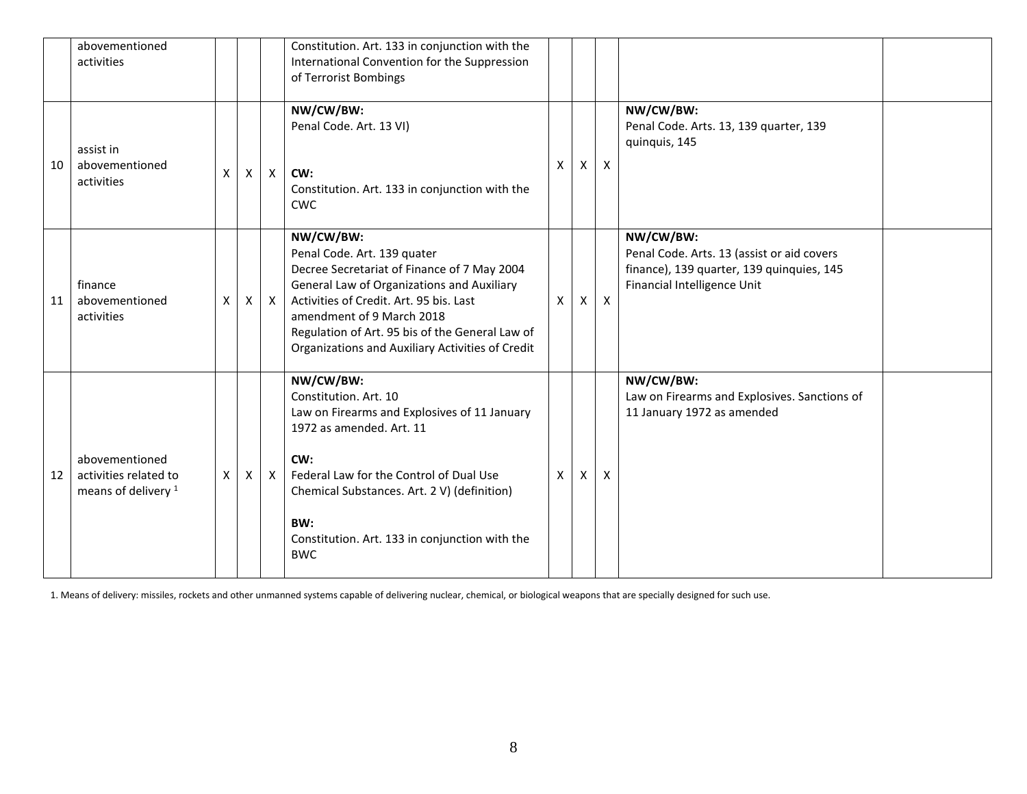| | | | | | | | | | | |
|---|---|---|---|---|---|---|---|---|---|---|
| | abovementioned activities | | | | Constitution. Art. 133 in conjunction with the International Convention for the Suppression of Terrorist Bombings | | | | | |
| 10 | assist in abovementioned activities | X | X | X | **NW/CW/BW:**<br>Penal Code. Art. 13 VI)<br><br>**CW:**<br>Constitution. Art. 133 in conjunction with the CWC | X | X | X | **NW/CW/BW:**<br>Penal Code. Arts. 13, 139 quarter, 139 quinquis, 145 | |
| 11 | finance abovementioned activities | X | X | X | **NW/CW/BW:**<br>Penal Code. Art. 139 quater<br>Decree Secretariat of Finance of 7 May 2004<br>General Law of Organizations and Auxiliary Activities of Credit. Art. 95 bis. Last amendment of 9 March 2018<br>Regulation of Art. 95 bis of the General Law of Organizations and Auxiliary Activities of Credit | X | X | X | **NW/CW/BW:**<br>Penal Code. Arts. 13 (assist or aid covers finance), 139 quarter, 139 quinquies, 145<br>Financial Intelligence Unit | |
| 12 | abovementioned activities related to means of delivery [1] | X | X | X | **NW/CW/BW:**<br>Constitution. Art. 10<br>Law on Firearms and Explosives of 11 January 1972 as amended. Art. 11<br><br>**CW:**<br>Federal Law for the Control of Dual Use Chemical Substances. Art. 2 V) (definition)<br><br>**BW:**<br>Constitution. Art. 133 in conjunction with the BWC | X | X | X | **NW/CW/BW:**<br>Law on Firearms and Explosives. Sanctions of 11 January 1972 as amended | |

1. Means of delivery: missiles, rockets and other unmanned systems capable of delivering nuclear, chemical, or biological weapons that are specially designed for such use.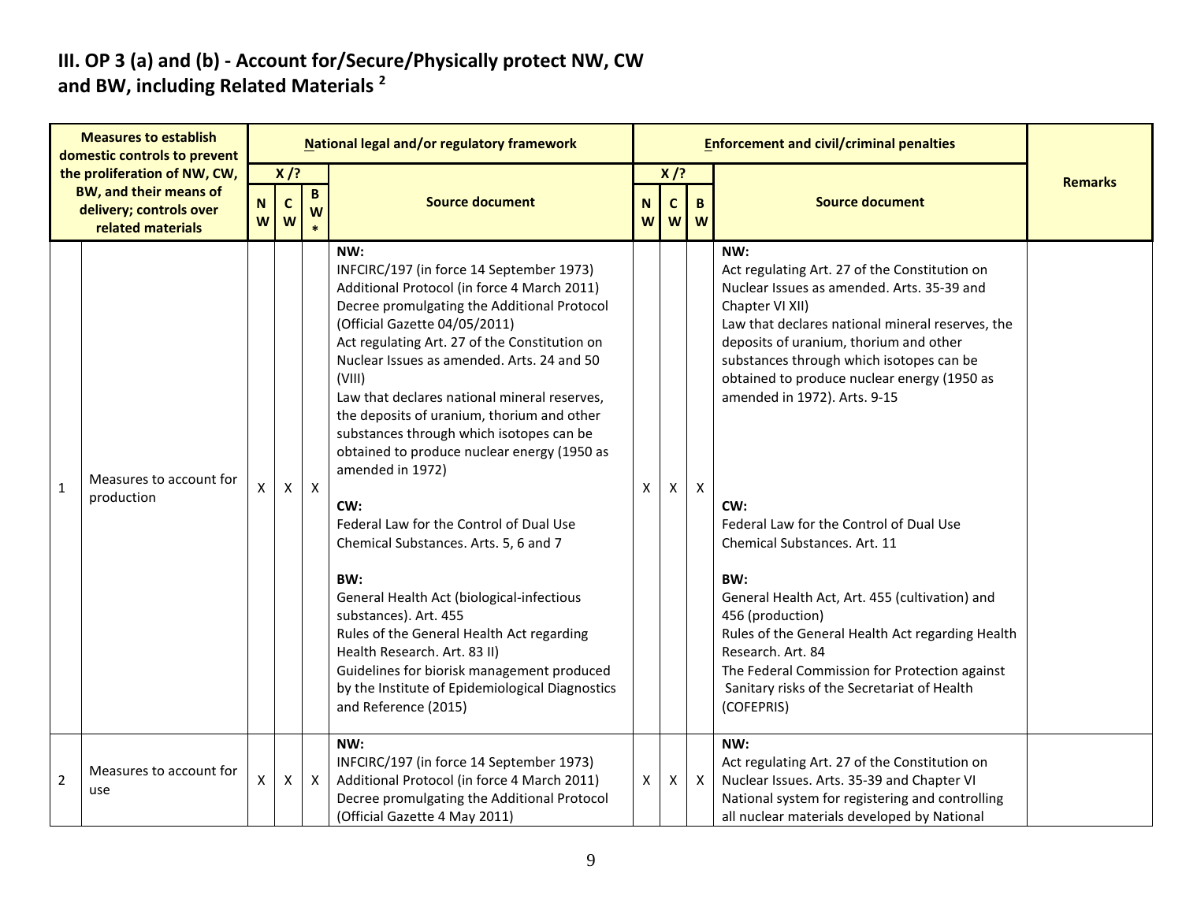## III. OP 3 (a) and (b) - Account for/Secure/Physically protect NW, CW and BW, including Related Materials [2]

| | Measures to establish domestic controls to prevent the proliferation of NW, CW, BW, and their means of delivery; controls over related materials | National legal and/or regulatory framework | | | | Enforcement and civil/criminal penalties | | | | Remarks |
|---|---|---|---|---|---|---|---|---|---|---|
| | | X /? | | | Source document | X /? | | | Source document | |
| | | NW | CW | BW* | | NW | CW | BW | | |
| 1 | Measures to account for production | X | X | X | **NW:**<br>INFCIRC/197 (in force 14 September 1973)<br>Additional Protocol (in force 4 March 2011)<br>Decree promulgating the Additional Protocol (Official Gazette 04/05/2011)<br>Act regulating Art. 27 of the Constitution on Nuclear Issues as amended. Arts. 24 and 50 (VIII)<br>Law that declares national mineral reserves, the deposits of uranium, thorium and other substances through which isotopes can be obtained to produce nuclear energy (1950 as amended in 1972)<br><br>**CW:**<br>Federal Law for the Control of Dual Use Chemical Substances. Arts. 5, 6 and 7<br><br>**BW:**<br>General Health Act (biological-infectious substances). Art. 455<br>Rules of the General Health Act regarding Health Research. Art. 83 II)<br>Guidelines for biorisk management produced by the Institute of Epidemiological Diagnostics and Reference (2015) | X | X | X | **NW:**<br>Act regulating Art. 27 of the Constitution on Nuclear Issues as amended. Arts. 35-39 and Chapter VI XII)<br>Law that declares national mineral reserves, the deposits of uranium, thorium and other substances through which isotopes can be obtained to produce nuclear energy (1950 as amended in 1972). Arts. 9-15<br><br>**CW:**<br>Federal Law for the Control of Dual Use Chemical Substances. Art. 11<br><br>**BW:**<br>General Health Act, Art. 455 (cultivation) and 456 (production)<br>Rules of the General Health Act regarding Health Research. Art. 84<br>The Federal Commission for Protection against Sanitary risks of the Secretariat of Health (COFEPRIS) | |
| 2 | Measures to account for use | X | X | X | **NW:**<br>INFCIRC/197 (in force 14 September 1973)<br>Additional Protocol (in force 4 March 2011)<br>Decree promulgating the Additional Protocol (Official Gazette 4 May 2011) | X | X | X | **NW:**<br>Act regulating Art. 27 of the Constitution on Nuclear Issues. Arts. 35-39 and Chapter VI<br>National system for registering and controlling all nuclear materials developed by National | |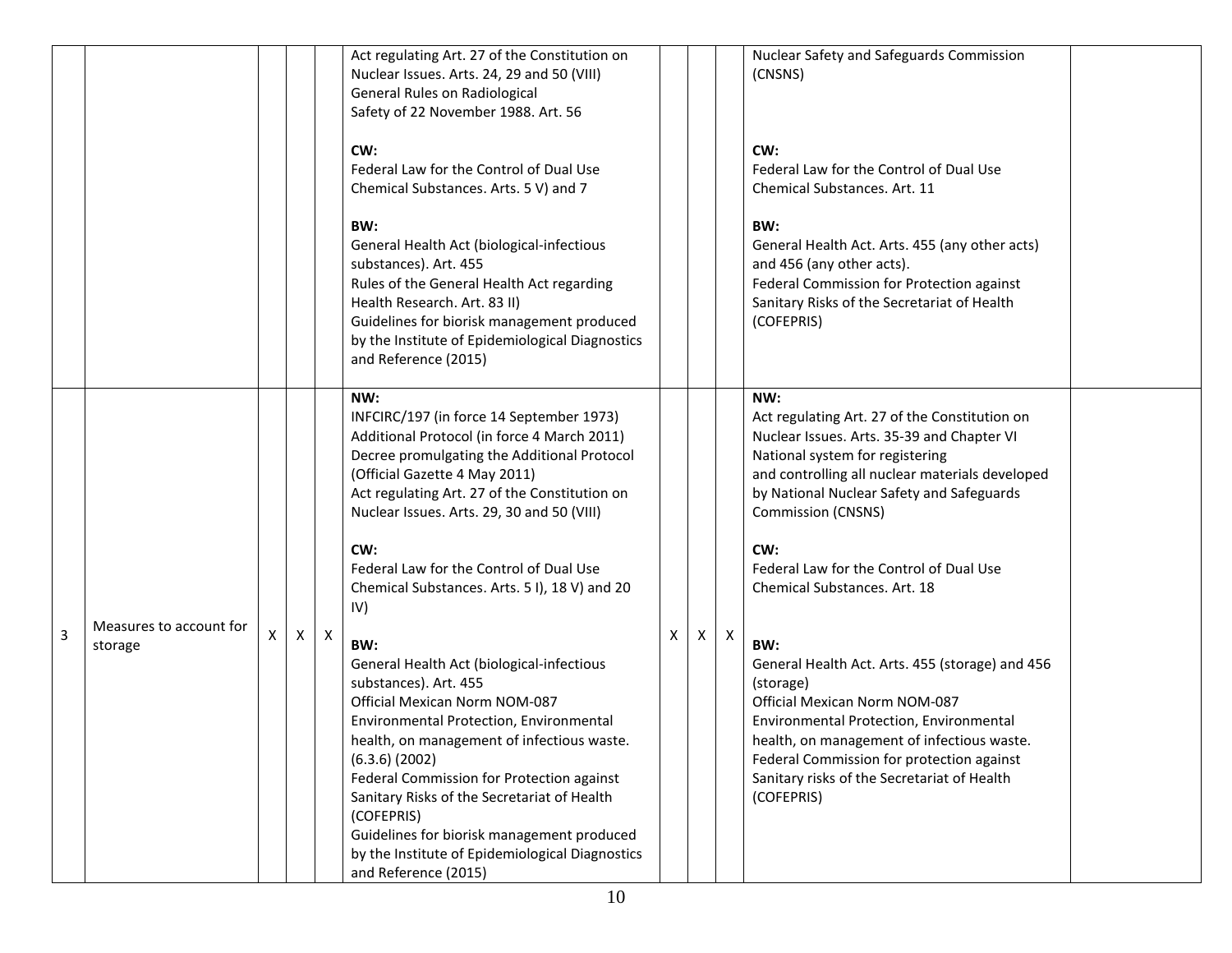| | | | | | | | | | | |
|---|---|---|---|---|---|---|---|---|---|---|
| | | | | | Act regulating Art. 27 of the Constitution on Nuclear Issues. Arts. 24, 29 and 50 (VIII)<br>General Rules on Radiological Safety of 22 November 1988. Art. 56<br><br>**CW:**<br>Federal Law for the Control of Dual Use Chemical Substances. Arts. 5 V) and 7<br><br>**BW:**<br>General Health Act (biological-infectious substances). Art. 455<br>Rules of the General Health Act regarding Health Research. Art. 83 II)<br>Guidelines for biorisk management produced by the Institute of Epidemiological Diagnostics and Reference (2015) | | | | Nuclear Safety and Safeguards Commission (CNSNS)<br><br>**CW:**<br>Federal Law for the Control of Dual Use Chemical Substances. Art. 11<br><br>**BW:**<br>General Health Act. Arts. 455 (any other acts) and 456 (any other acts).<br>Federal Commission for Protection against Sanitary Risks of the Secretariat of Health (COFEPRIS) | |
| 3 | Measures to account for storage | X | X | X | **NW:**<br>INFCIRC/197 (in force 14 September 1973)<br>Additional Protocol (in force 4 March 2011)<br>Decree promulgating the Additional Protocol (Official Gazette 4 May 2011)<br>Act regulating Art. 27 of the Constitution on Nuclear Issues. Arts. 29, 30 and 50 (VIII)<br><br>**CW:**<br>Federal Law for the Control of Dual Use Chemical Substances. Arts. 5 I), 18 V) and 20 IV)<br><br>**BW:**<br>General Health Act (biological-infectious substances). Art. 455<br>Official Mexican Norm NOM-087 Environmental Protection, Environmental health, on management of infectious waste. (6.3.6) (2002)<br>Federal Commission for Protection against Sanitary Risks of the Secretariat of Health (COFEPRIS)<br>Guidelines for biorisk management produced by the Institute of Epidemiological Diagnostics and Reference (2015) | X | X | X | **NW:**<br>Act regulating Art. 27 of the Constitution on Nuclear Issues. Arts. 35-39 and Chapter VI<br>National system for registering and controlling all nuclear materials developed by National Nuclear Safety and Safeguards Commission (CNSNS)<br><br>**CW:**<br>Federal Law for the Control of Dual Use Chemical Substances. Art. 18<br><br>**BW:**<br>General Health Act. Arts. 455 (storage) and 456 (storage)<br>Official Mexican Norm NOM-087 Environmental Protection, Environmental health, on management of infectious waste.<br>Federal Commission for protection against Sanitary risks of the Secretariat of Health (COFEPRIS) | |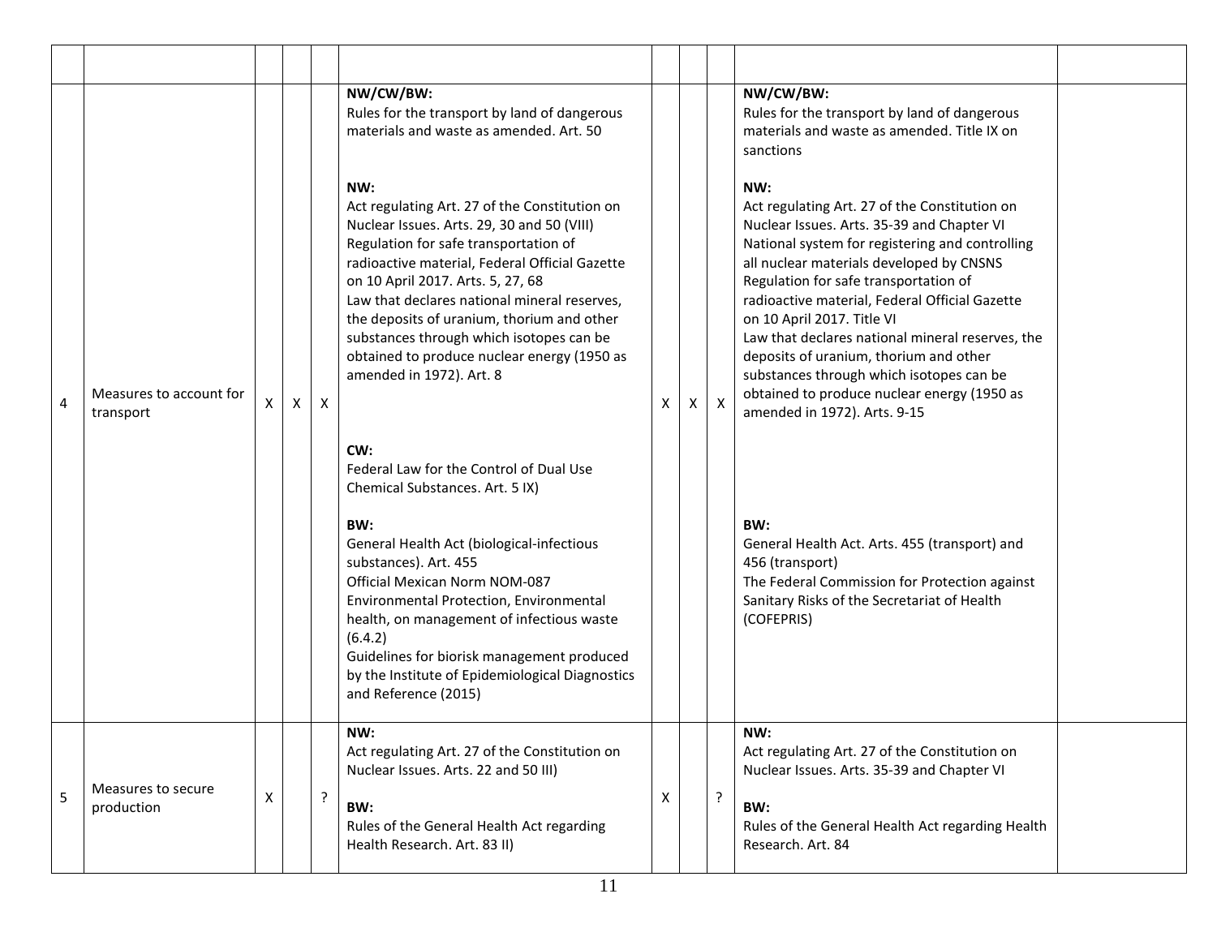| | | | | | | | | | | |
|---|---|---|---|---|---|---|---|---|---|---|
| 4 | Measures to account for transport | X | X | X | **NW/CW/BW:**<br>Rules for the transport by land of dangerous materials and waste as amended. Art. 50<br><br>**NW:**<br>Act regulating Art. 27 of the Constitution on Nuclear Issues. Arts. 29, 30 and 50 (VIII)<br>Regulation for safe transportation of radioactive material, Federal Official Gazette on 10 April 2017. Arts. 5, 27, 68<br>Law that declares national mineral reserves, the deposits of uranium, thorium and other substances through which isotopes can be obtained to produce nuclear energy (1950 as amended in 1972). Art. 8<br><br>**CW:**<br>Federal Law for the Control of Dual Use Chemical Substances. Art. 5 IX)<br><br>**BW:**<br>General Health Act (biological-infectious substances). Art. 455<br>Official Mexican Norm NOM-087 Environmental Protection, Environmental health, on management of infectious waste (6.4.2)<br>Guidelines for biorisk management produced by the Institute of Epidemiological Diagnostics and Reference (2015) | X | X | X | **NW/CW/BW:**<br>Rules for the transport by land of dangerous materials and waste as amended. Title IX on sanctions<br><br>**NW:**<br>Act regulating Art. 27 of the Constitution on Nuclear Issues. Arts. 35-39 and Chapter VI<br>National system for registering and controlling all nuclear materials developed by CNSNS<br>Regulation for safe transportation of radioactive material, Federal Official Gazette on 10 April 2017. Title VI<br>Law that declares national mineral reserves, the deposits of uranium, thorium and other substances through which isotopes can be obtained to produce nuclear energy (1950 as amended in 1972). Arts. 9-15<br><br>**BW:**<br>General Health Act. Arts. 455 (transport) and 456 (transport)<br>The Federal Commission for Protection against Sanitary Risks of the Secretariat of Health (COFEPRIS) | |
| 5 | Measures to secure production | X | | ? | **NW:**<br>Act regulating Art. 27 of the Constitution on Nuclear Issues. Arts. 22 and 50 III)<br><br>**BW:**<br>Rules of the General Health Act regarding Health Research. Art. 83 II) | X | | ? | **NW:**<br>Act regulating Art. 27 of the Constitution on Nuclear Issues. Arts. 35-39 and Chapter VI<br><br>**BW:**<br>Rules of the General Health Act regarding Health Research. Art. 84 | |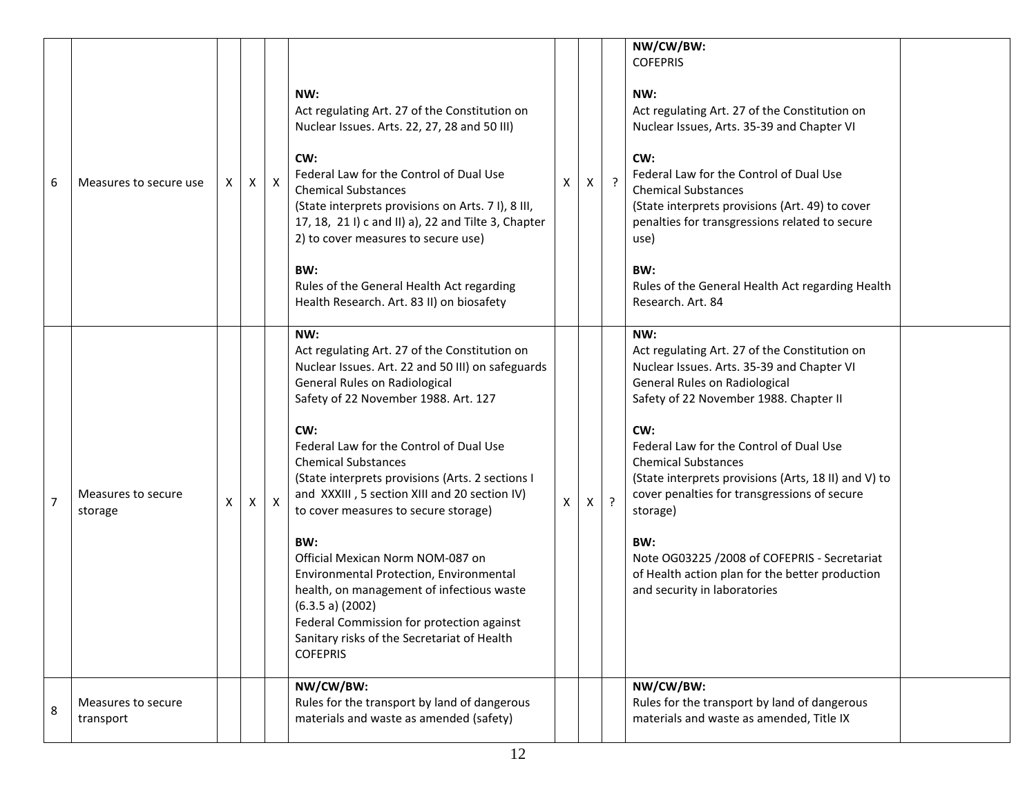| 6 | Measures to secure use | X | X | X | **NW:**<br>Act regulating Art. 27 of the Constitution on Nuclear Issues. Arts. 22, 27, 28 and 50 III)<br><br>**CW:**<br>Federal Law for the Control of Dual Use Chemical Substances<br>(State interprets provisions on Arts. 7 I), 8 III, 17, 18, 21 I) c and II) a), 22 and Tilte 3, Chapter 2) to cover measures to secure use)<br><br>**BW:**<br>Rules of the General Health Act regarding Health Research. Art. 83 II) on biosafety | X | X | ? | **NW/CW/BW:**<br>COFEPRIS<br><br>**NW:**<br>Act regulating Art. 27 of the Constitution on Nuclear Issues, Arts. 35-39 and Chapter VI<br><br>**CW:**<br>Federal Law for the Control of Dual Use Chemical Substances<br>(State interprets provisions (Art. 49) to cover penalties for transgressions related to secure use)<br><br>**BW:**<br>Rules of the General Health Act regarding Health Research. Art. 84 | |
|---|---|---|---|---|---|---|---|---|---|---|
| 7 | Measures to secure storage | X | X | X | **NW:**<br>Act regulating Art. 27 of the Constitution on Nuclear Issues. Art. 22 and 50 III) on safeguards General Rules on Radiological Safety of 22 November 1988. Art. 127<br><br>**CW:**<br>Federal Law for the Control of Dual Use Chemical Substances<br>(State interprets provisions (Arts. 2 sections I and XXXIII , 5 section XIII and 20 section IV) to cover measures to secure storage)<br><br>**BW:**<br>Official Mexican Norm NOM-087 on Environmental Protection, Environmental health, on management of infectious waste (6.3.5 a) (2002)<br>Federal Commission for protection against Sanitary risks of the Secretariat of Health COFEPRIS | X | X | ? | **NW:**<br>Act regulating Art. 27 of the Constitution on Nuclear Issues. Arts. 35-39 and Chapter VI<br>General Rules on Radiological Safety of 22 November 1988. Chapter II<br><br>**CW:**<br>Federal Law for the Control of Dual Use Chemical Substances<br>(State interprets provisions (Arts, 18 II) and V) to cover penalties for transgressions of secure storage)<br><br>**BW:**<br>Note OG03225 /2008 of COFEPRIS - Secretariat of Health action plan for the better production and security in laboratories | |
| 8 | Measures to secure transport | | | | **NW/CW/BW:**<br>Rules for the transport by land of dangerous materials and waste as amended (safety) | | | | **NW/CW/BW:**<br>Rules for the transport by land of dangerous materials and waste as amended, Title IX | |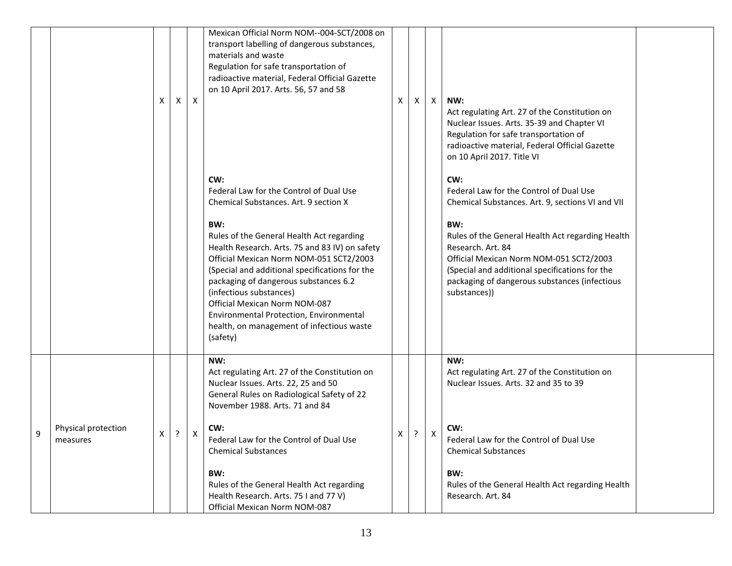| | | | | | | | | | | |
|---|---|---|---|---|---|---|---|---|---|---|
| | | X | X | X | Mexican Official Norm NOM--004-SCT/2008 on transport labelling of dangerous substances, materials and waste<br>Regulation for safe transportation of radioactive material, Federal Official Gazette on 10 April 2017. Arts. 56, 57 and 58<br><br>**CW:**<br>Federal Law for the Control of Dual Use Chemical Substances. Art. 9 section X<br><br>**BW:**<br>Rules of the General Health Act regarding Health Research. Arts. 75 and 83 IV) on safety<br>Official Mexican Norm NOM-051 SCT2/2003 (Special and additional specifications for the packaging of dangerous substances 6.2 (infectious substances)<br>Official Mexican Norm NOM-087 Environmental Protection, Environmental health, on management of infectious waste (safety) | X | X | X | **NW:**<br>Act regulating Art. 27 of the Constitution on Nuclear Issues. Arts. 35-39 and Chapter VI<br>Regulation for safe transportation of radioactive material, Federal Official Gazette on 10 April 2017. Title VI<br><br>**CW:**<br>Federal Law for the Control of Dual Use Chemical Substances. Art. 9, sections VI and VII<br><br>**BW:**<br>Rules of the General Health Act regarding Health Research. Art. 84<br>Official Mexican Norm NOM-051 SCT2/2003 (Special and additional specifications for the packaging of dangerous substances (infectious substances)) | |
| 9 | Physical protection measures | X | ? | X | **NW:**<br>Act regulating Art. 27 of the Constitution on Nuclear Issues. Arts. 22, 25 and 50<br>General Rules on Radiological Safety of 22 November 1988. Arts. 71 and 84<br><br>**CW:**<br>Federal Law for the Control of Dual Use Chemical Substances<br><br>**BW:**<br>Rules of the General Health Act regarding Health Research. Arts. 75 I and 77 V)<br>Official Mexican Norm NOM-087 | X | ? | X | **NW:**<br>Act regulating Art. 27 of the Constitution on Nuclear Issues. Arts. 32 and 35 to 39<br><br>**CW:**<br>Federal Law for the Control of Dual Use Chemical Substances<br><br>**BW:**<br>Rules of the General Health Act regarding Health Research. Art. 84 | |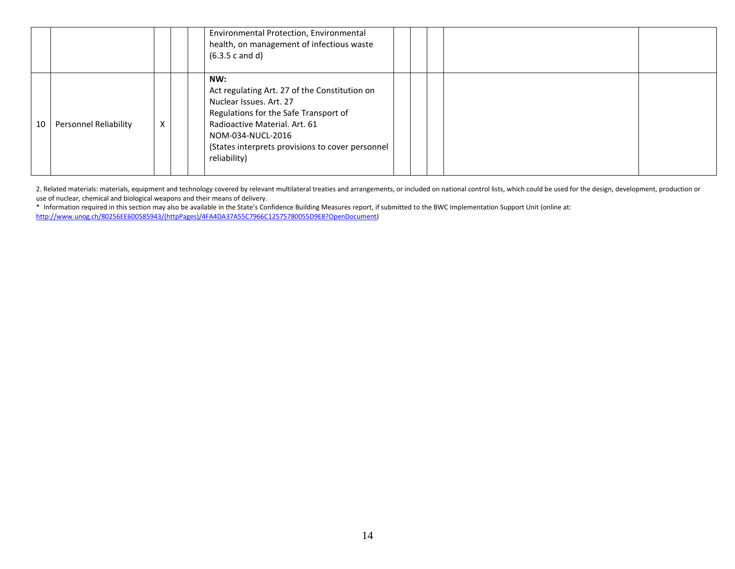| | | | | | | | | | | |
|---|---|---|---|---|---|---|---|---|---|---|
| | | | | | Environmental Protection, Environmental health, on management of infectious waste (6.3.5 c and d) | | | | | |
| 10 | Personnel Reliability | X | | | **NW:** Act regulating Art. 27 of the Constitution on Nuclear Issues. Art. 27 Regulations for the Safe Transport of Radioactive Material. Art. 61 NOM-034-NUCL-2016 (States interprets provisions to cover personnel reliability) | | | | | |

2. Related materials: materials, equipment and technology covered by relevant multilateral treaties and arrangements, or included on national control lists, which could be used for the design, development, production or use of nuclear, chemical and biological weapons and their means of delivery.

* Information required in this section may also be available in the State's Confidence Building Measures report, if submitted to the BWC Implementation Support Unit (online at: http://www.unog.ch/80256EE600585943/(httpPages)/4FA4DA37A55C7966C12575780055D9E8?OpenDocument)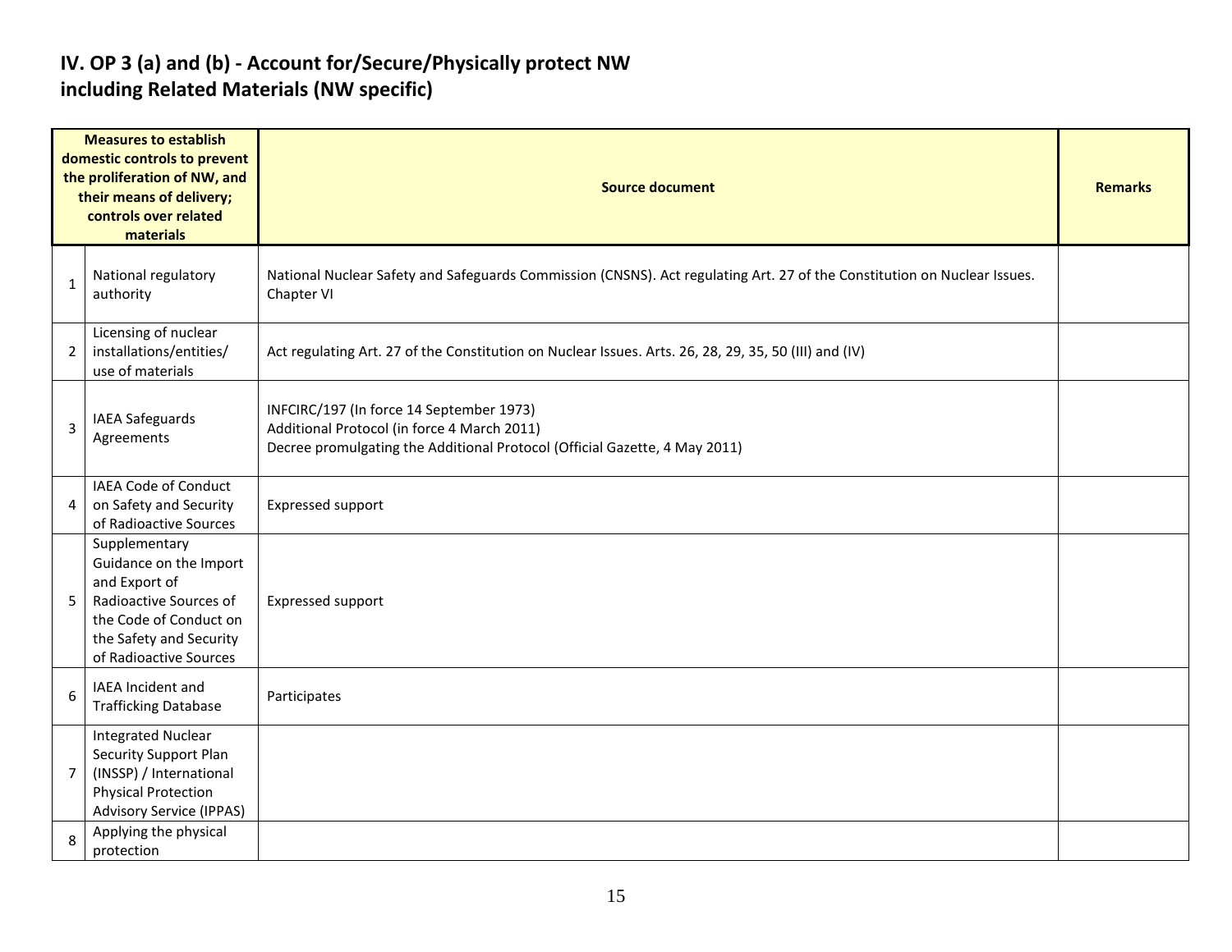## IV. OP 3 (a) and (b) - Account for/Secure/Physically protect NW including Related Materials (NW specific)

| | Measures to establish domestic controls to prevent the proliferation of NW, and their means of delivery; controls over related materials | Source document | Remarks |
|---|---|---|---|
| 1 | National regulatory authority | National Nuclear Safety and Safeguards Commission (CNSNS). Act regulating Art. 27 of the Constitution on Nuclear Issues. Chapter VI | |
| 2 | Licensing of nuclear installations/entities/ use of materials | Act regulating Art. 27 of the Constitution on Nuclear Issues. Arts. 26, 28, 29, 35, 50 (III) and (IV) | |
| 3 | IAEA Safeguards Agreements | INFCIRC/197 (In force 14 September 1973)<br>Additional Protocol (in force 4 March 2011)<br>Decree promulgating the Additional Protocol (Official Gazette, 4 May 2011) | |
| 4 | IAEA Code of Conduct on Safety and Security of Radioactive Sources | Expressed support | |
| 5 | Supplementary Guidance on the Import and Export of Radioactive Sources of the Code of Conduct on the Safety and Security of Radioactive Sources | Expressed support | |
| 6 | IAEA Incident and Trafficking Database | Participates | |
| 7 | Integrated Nuclear Security Support Plan (INSSP) / International Physical Protection Advisory Service (IPPAS) | | |
| 8 | Applying the physical protection | | |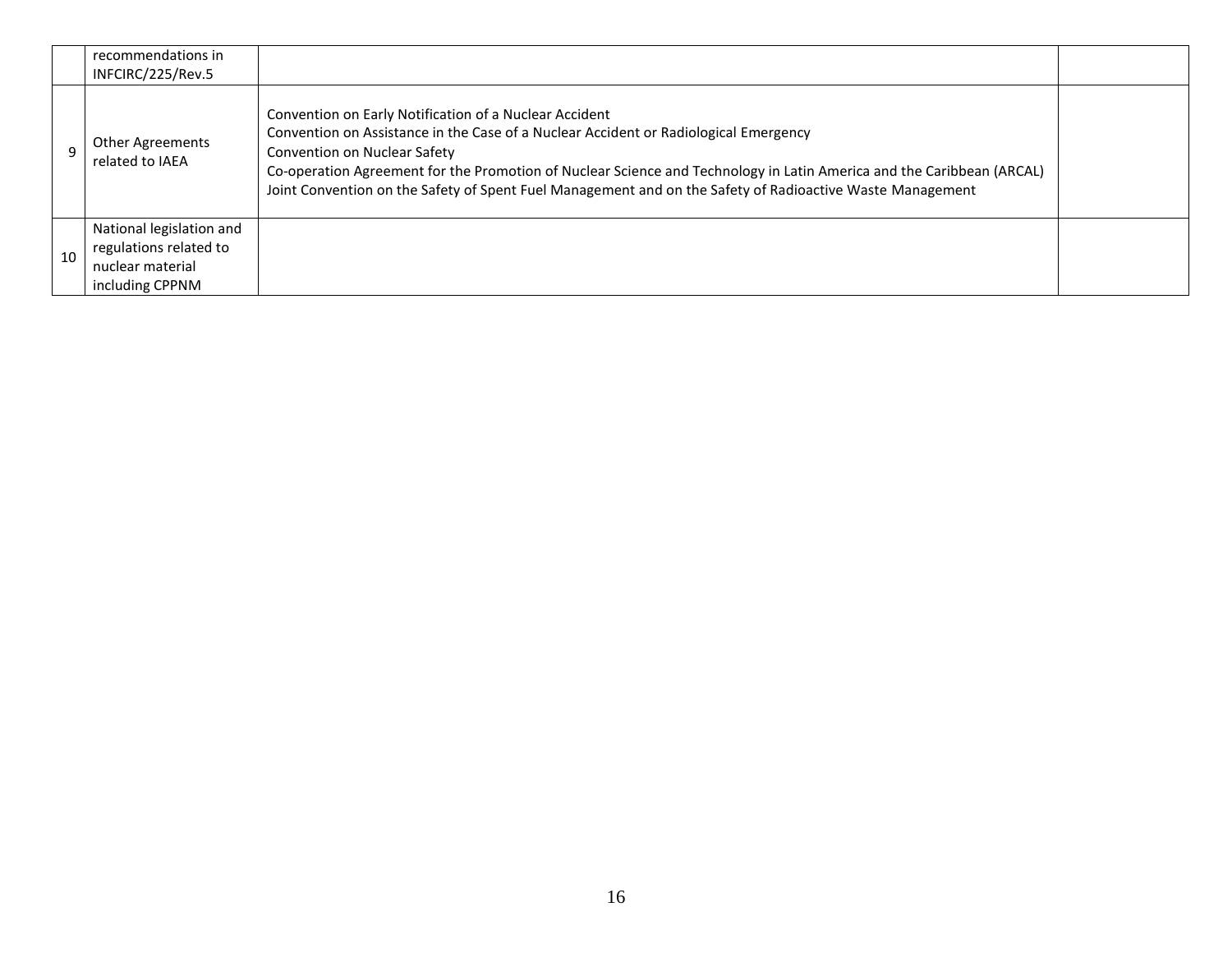| | | | |
|---|---|---|---|
| | recommendations in INFCIRC/225/Rev.5 | | |
| 9 | Other Agreements related to IAEA | Convention on Early Notification of a Nuclear Accident<br>Convention on Assistance in the Case of a Nuclear Accident or Radiological Emergency<br>Convention on Nuclear Safety<br>Co-operation Agreement for the Promotion of Nuclear Science and Technology in Latin America and the Caribbean (ARCAL)<br>Joint Convention on the Safety of Spent Fuel Management and on the Safety of Radioactive Waste Management | |
| 10 | National legislation and regulations related to nuclear material including CPPNM | | |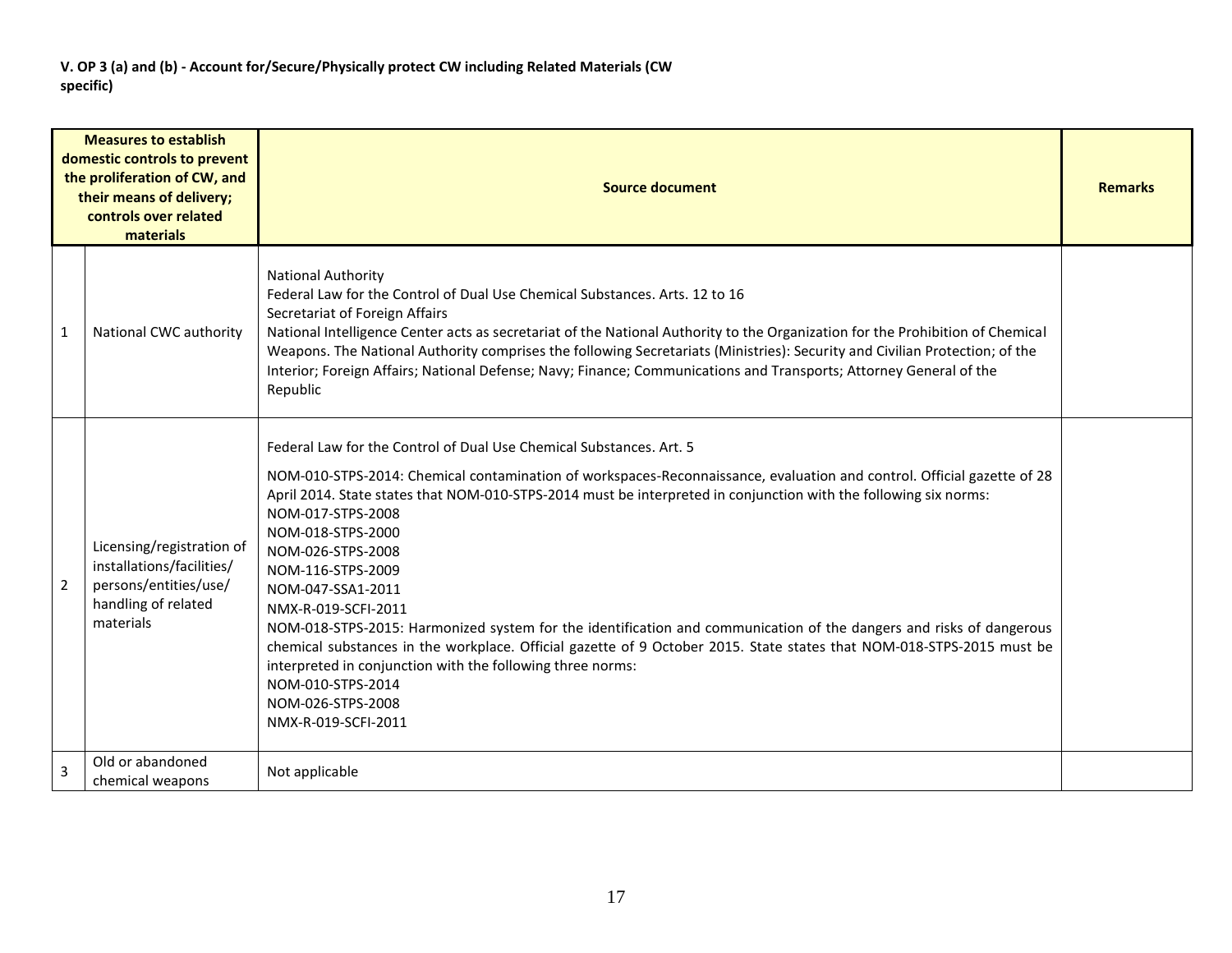**V. OP 3 (a) and (b) - Account for/Secure/Physically protect CW including Related Materials (CW specific)**

| Measures to establish domestic controls to prevent the proliferation of CW, and their means of delivery; controls over related materials | | Source document | Remarks |
|---|---|---|---|
| 1 | National CWC authority | National Authority<br>Federal Law for the Control of Dual Use Chemical Substances. Arts. 12 to 16<br>Secretariat of Foreign Affairs<br>National Intelligence Center acts as secretariat of the National Authority to the Organization for the Prohibition of Chemical Weapons. The National Authority comprises the following Secretariats (Ministries): Security and Civilian Protection; of the Interior; Foreign Affairs; National Defense; Navy; Finance; Communications and Transports; Attorney General of the Republic | |
| 2 | Licensing/registration of installations/facilities/ persons/entities/use/ handling of related materials | Federal Law for the Control of Dual Use Chemical Substances. Art. 5<br><br>NOM-010-STPS-2014: Chemical contamination of workspaces-Reconnaissance, evaluation and control. Official gazette of 28 April 2014. State states that NOM-010-STPS-2014 must be interpreted in conjunction with the following six norms:<br>NOM-017-STPS-2008<br>NOM-018-STPS-2000<br>NOM-026-STPS-2008<br>NOM-116-STPS-2009<br>NOM-047-SSA1-2011<br>NMX-R-019-SCFI-2011<br>NOM-018-STPS-2015: Harmonized system for the identification and communication of the dangers and risks of dangerous chemical substances in the workplace. Official gazette of 9 October 2015. State states that NOM-018-STPS-2015 must be interpreted in conjunction with the following three norms:<br>NOM-010-STPS-2014<br>NOM-026-STPS-2008<br>NMX-R-019-SCFI-2011 | |
| 3 | Old or abandoned chemical weapons | Not applicable | |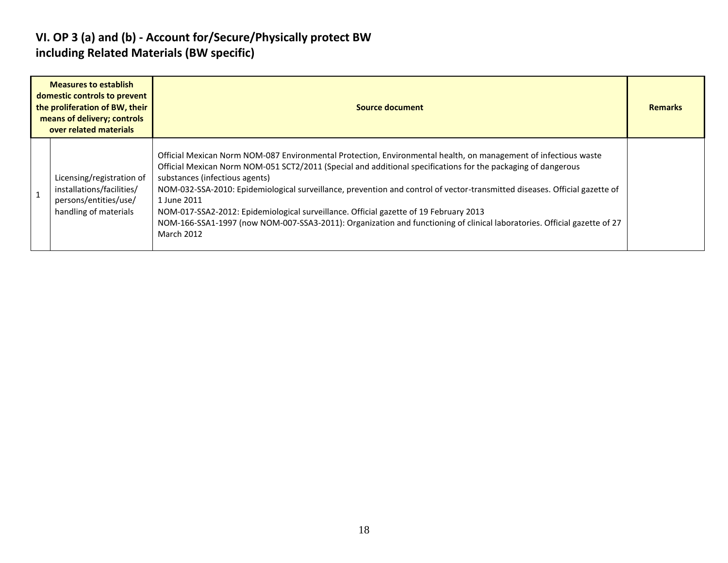## VI. OP 3 (a) and (b) - Account for/Secure/Physically protect BW including Related Materials (BW specific)

| Measures to establish domestic controls to prevent the proliferation of BW, their means of delivery; controls over related materials | | Source document | Remarks |
|---|---|---|---|
| 1 | Licensing/registration of installations/facilities/ persons/entities/use/ handling of materials | Official Mexican Norm NOM-087 Environmental Protection, Environmental health, on management of infectious waste<br>Official Mexican Norm NOM-051 SCT2/2011 (Special and additional specifications for the packaging of dangerous substances (infectious agents)<br>NOM-032-SSA-2010: Epidemiological surveillance, prevention and control of vector-transmitted diseases. Official gazette of 1 June 2011<br>NOM-017-SSA2-2012: Epidemiological surveillance. Official gazette of 19 February 2013<br>NOM-166-SSA1-1997 (now NOM-007-SSA3-2011): Organization and functioning of clinical laboratories. Official gazette of 27 March 2012 | |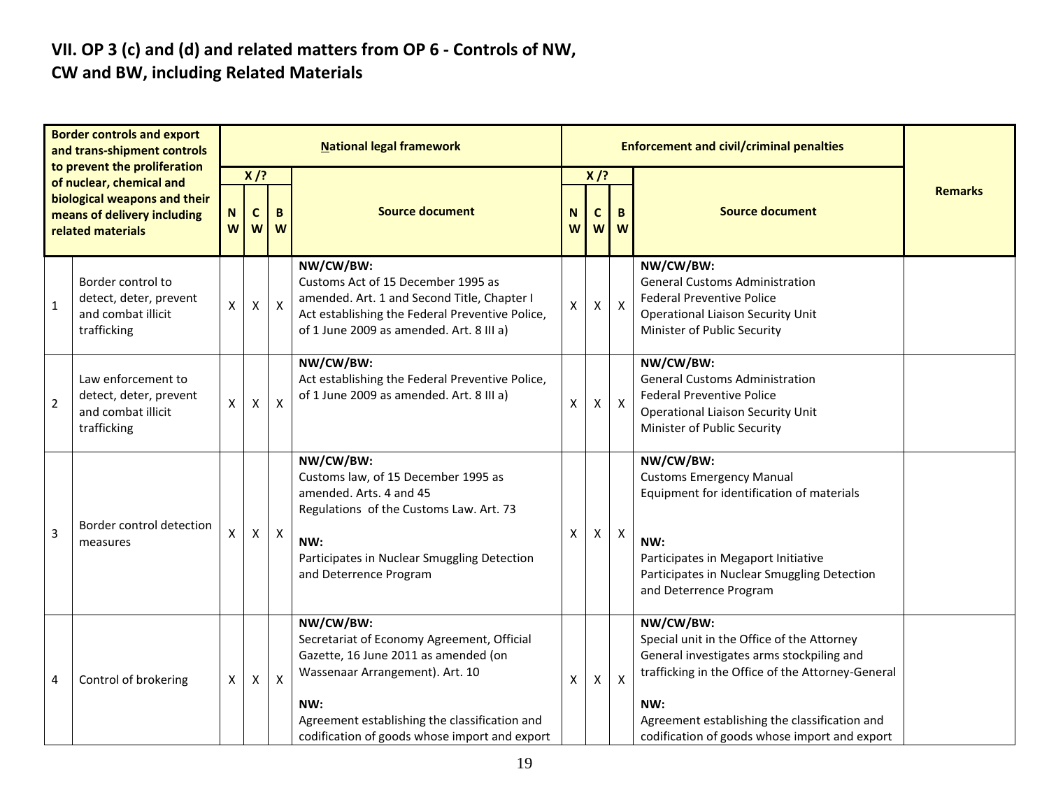## VII. OP 3 (c) and (d) and related matters from OP 6 - Controls of NW, CW and BW, including Related Materials

| Border controls and export and trans-shipment controls to prevent the proliferation of nuclear, chemical and biological weapons and their means of delivery including related materials | | National legal framework | | | | Enforcement and civil/criminal penalties | | | | Remarks |
|---|---|---|---|---|---|---|---|---|---|---|
| | | X /? | | | Source document | X /? | | | Source document | |
| | | NW | CW | BW | | NW | CW | BW | | |
| 1 | Border control to detect, deter, prevent and combat illicit trafficking | X | X | X | **NW/CW/BW:**<br>Customs Act of 15 December 1995 as amended. Art. 1 and Second Title, Chapter I<br>Act establishing the Federal Preventive Police, of 1 June 2009 as amended. Art. 8 III a) | X | X | X | **NW/CW/BW:**<br>General Customs Administration<br>Federal Preventive Police<br>Operational Liaison Security Unit<br>Minister of Public Security | |
| 2 | Law enforcement to detect, deter, prevent and combat illicit trafficking | X | X | X | **NW/CW/BW:**<br>Act establishing the Federal Preventive Police, of 1 June 2009 as amended. Art. 8 III a) | X | X | X | **NW/CW/BW:**<br>General Customs Administration<br>Federal Preventive Police<br>Operational Liaison Security Unit<br>Minister of Public Security | |
| 3 | Border control detection measures | X | X | X | **NW/CW/BW:**<br>Customs law, of 15 December 1995 as amended. Arts. 4 and 45<br>Regulations of the Customs Law. Art. 73<br><br>**NW:**<br>Participates in Nuclear Smuggling Detection and Deterrence Program | X | X | X | **NW/CW/BW:**<br>Customs Emergency Manual<br>Equipment for identification of materials<br><br>**NW:**<br>Participates in Megaport Initiative<br>Participates in Nuclear Smuggling Detection and Deterrence Program | |
| 4 | Control of brokering | X | X | X | **NW/CW/BW:**<br>Secretariat of Economy Agreement, Official Gazette, 16 June 2011 as amended (on Wassenaar Arrangement). Art. 10<br><br>**NW:**<br>Agreement establishing the classification and codification of goods whose import and export | X | X | X | **NW/CW/BW:**<br>Special unit in the Office of the Attorney General investigates arms stockpiling and trafficking in the Office of the Attorney-General<br><br>**NW:**<br>Agreement establishing the classification and codification of goods whose import and export | |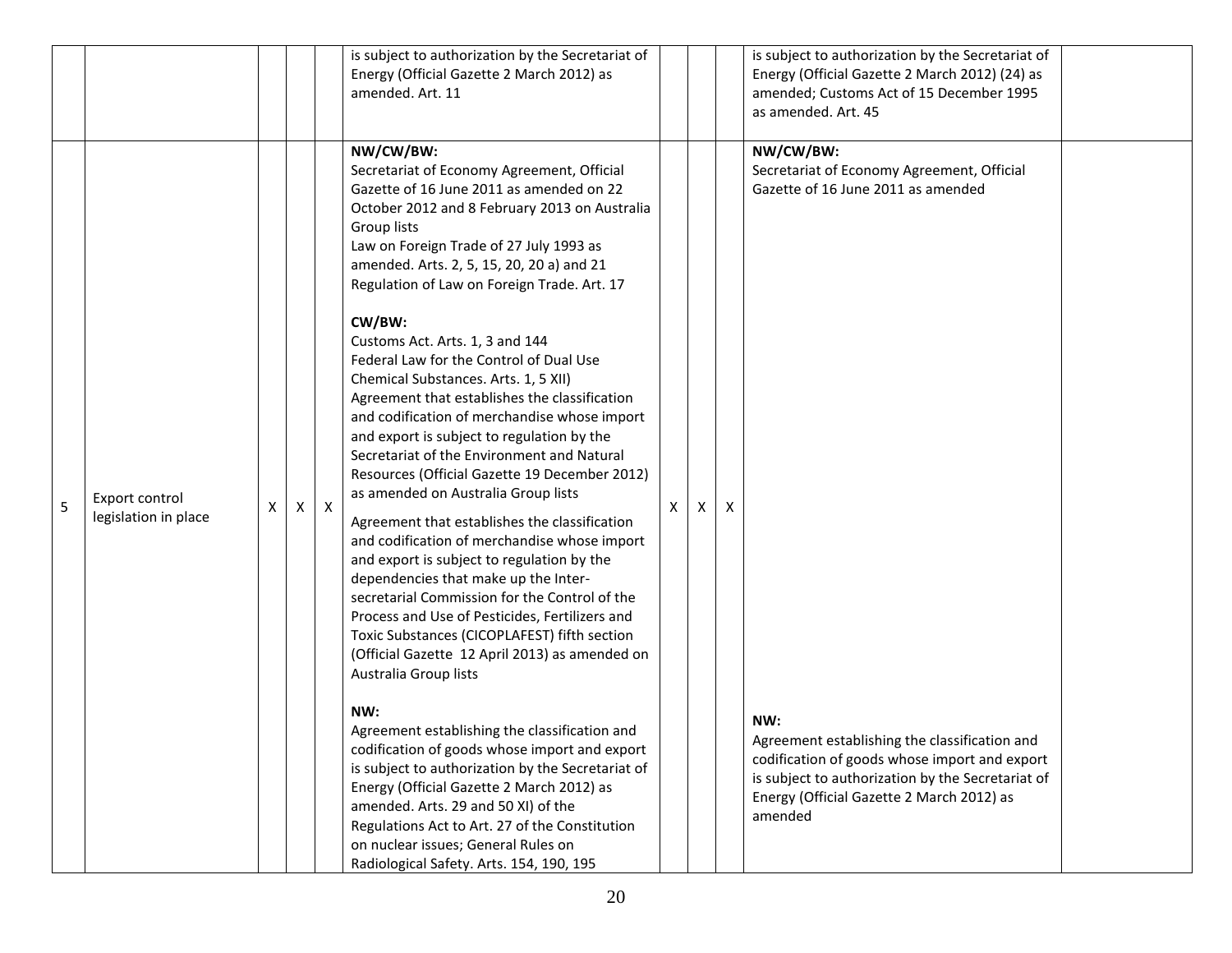| | | | | | | | | | | |
|---|---|---|---|---|---|---|---|---|---|---|
| | | | | | is subject to authorization by the Secretariat of Energy (Official Gazette 2 March 2012) as amended. Art. 11 | | | | is subject to authorization by the Secretariat of Energy (Official Gazette 2 March 2012) (24) as amended; Customs Act of 15 December 1995 as amended. Art. 45 | |
| 5 | Export control legislation in place | X | X | X | **NW/CW/BW:**<br>Secretariat of Economy Agreement, Official Gazette of 16 June 2011 as amended on 22 October 2012 and 8 February 2013 on Australia Group lists<br>Law on Foreign Trade of 27 July 1993 as amended. Arts. 2, 5, 15, 20, 20 a) and 21<br>Regulation of Law on Foreign Trade. Art. 17<br><br>**CW/BW:**<br>Customs Act. Arts. 1, 3 and 144<br>Federal Law for the Control of Dual Use Chemical Substances. Arts. 1, 5 XII)<br>Agreement that establishes the classification and codification of merchandise whose import and export is subject to regulation by the Secretariat of the Environment and Natural Resources (Official Gazette 19 December 2012) as amended on Australia Group lists<br>Agreement that establishes the classification and codification of merchandise whose import and export is subject to regulation by the dependencies that make up the Inter-secretarial Commission for the Control of the Process and Use of Pesticides, Fertilizers and Toxic Substances (CICOPLAFEST) fifth section (Official Gazette 12 April 2013) as amended on Australia Group lists<br><br>**NW:**<br>Agreement establishing the classification and codification of goods whose import and export is subject to authorization by the Secretariat of Energy (Official Gazette 2 March 2012) as amended. Arts. 29 and 50 XI) of the Regulations Act to Art. 27 of the Constitution on nuclear issues; General Rules on Radiological Safety. Arts. 154, 190, 195 | X | X | X | **NW/CW/BW:**<br>Secretariat of Economy Agreement, Official Gazette of 16 June 2011 as amended<br><br>**NW:**<br>Agreement establishing the classification and codification of goods whose import and export is subject to authorization by the Secretariat of Energy (Official Gazette 2 March 2012) as amended | |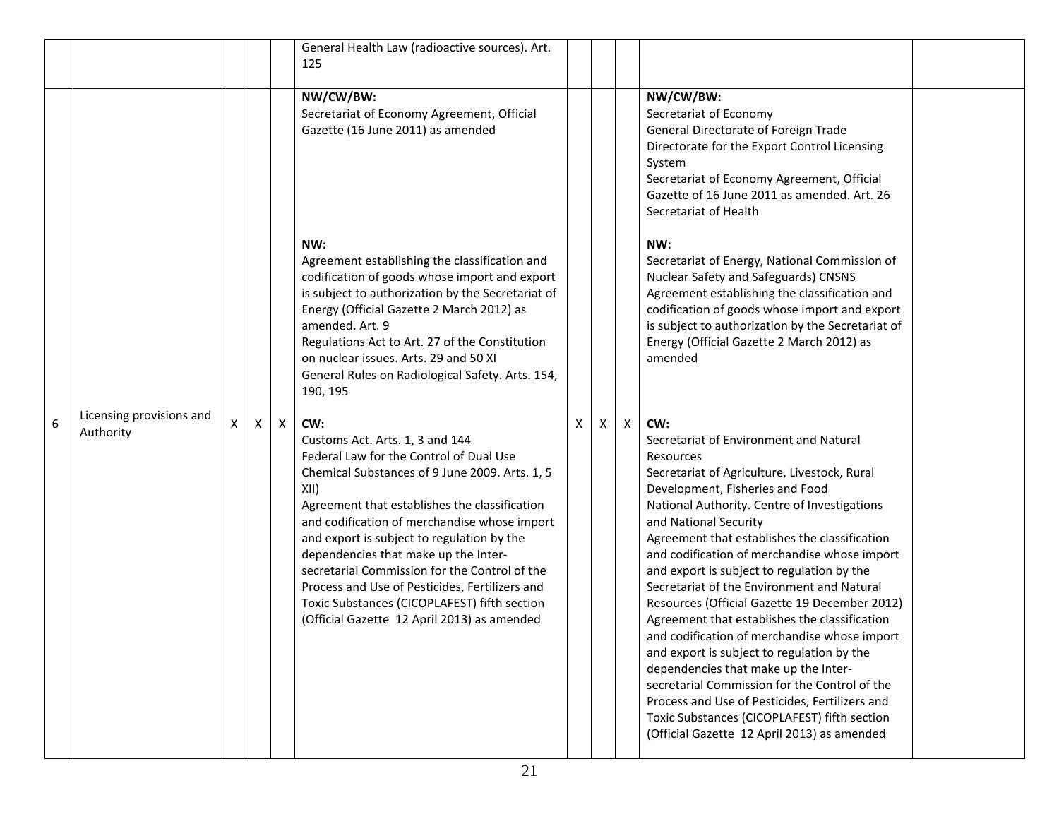| | | | | | | | | | | |
|---|---|---|---|---|---|---|---|---|---|---|
| | | | | | General Health Law (radioactive sources). Art. 125 | | | | | |
| 6 | Licensing provisions and Authority | X | X | X | **NW/CW/BW:**<br>Secretariat of Economy Agreement, Official Gazette (16 June 2011) as amended<br><br>**NW:**<br>Agreement establishing the classification and codification of goods whose import and export is subject to authorization by the Secretariat of Energy (Official Gazette 2 March 2012) as amended. Art. 9<br>Regulations Act to Art. 27 of the Constitution on nuclear issues. Arts. 29 and 50 XI<br>General Rules on Radiological Safety. Arts. 154, 190, 195<br><br>**CW:**<br>Customs Act. Arts. 1, 3 and 144<br>Federal Law for the Control of Dual Use Chemical Substances of 9 June 2009. Arts. 1, 5 XII)<br>Agreement that establishes the classification and codification of merchandise whose import and export is subject to regulation by the dependencies that make up the Inter-secretarial Commission for the Control of the Process and Use of Pesticides, Fertilizers and Toxic Substances (CICOPLAFEST) fifth section (Official Gazette 12 April 2013) as amended | X | X | X | **NW/CW/BW:**<br>Secretariat of Economy<br>General Directorate of Foreign Trade<br>Directorate for the Export Control Licensing System<br>Secretariat of Economy Agreement, Official Gazette of 16 June 2011 as amended. Art. 26<br>Secretariat of Health<br><br>**NW:**<br>Secretariat of Energy, National Commission of Nuclear Safety and Safeguards) CNSNS<br>Agreement establishing the classification and codification of goods whose import and export is subject to authorization by the Secretariat of Energy (Official Gazette 2 March 2012) as amended<br><br>**CW:**<br>Secretariat of Environment and Natural Resources<br>Secretariat of Agriculture, Livestock, Rural Development, Fisheries and Food<br>National Authority. Centre of Investigations and National Security<br>Agreement that establishes the classification and codification of merchandise whose import and export is subject to regulation by the Secretariat of the Environment and Natural Resources (Official Gazette 19 December 2012)<br>Agreement that establishes the classification and codification of merchandise whose import and export is subject to regulation by the dependencies that make up the Inter-secretarial Commission for the Control of the Process and Use of Pesticides, Fertilizers and Toxic Substances (CICOPLAFEST) fifth section (Official Gazette 12 April 2013) as amended | |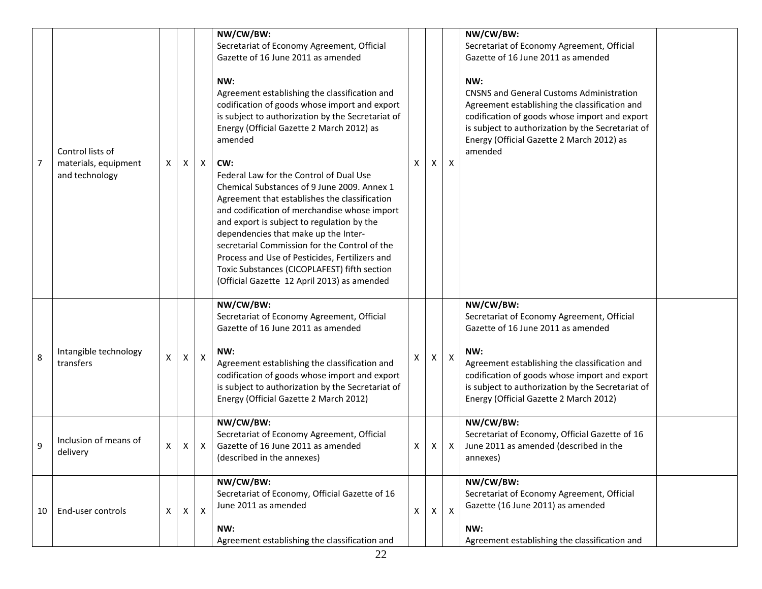| 7 | Control lists of materials, equipment and technology | X | X | X | **NW/CW/BW:**<br>Secretariat of Economy Agreement, Official Gazette of 16 June 2011 as amended<br><br>**NW:**<br>Agreement establishing the classification and codification of goods whose import and export is subject to authorization by the Secretariat of Energy (Official Gazette 2 March 2012) as amended<br><br>**CW:**<br>Federal Law for the Control of Dual Use Chemical Substances of 9 June 2009. Annex 1 Agreement that establishes the classification and codification of merchandise whose import and export is subject to regulation by the dependencies that make up the Inter-secretarial Commission for the Control of the Process and Use of Pesticides, Fertilizers and Toxic Substances (CICOPLAFEST) fifth section (Official Gazette 12 April 2013) as amended | X | X | X | **NW/CW/BW:**<br>Secretariat of Economy Agreement, Official Gazette of 16 June 2011 as amended<br><br>**NW:**<br>CNSNS and General Customs Administration Agreement establishing the classification and codification of goods whose import and export is subject to authorization by the Secretariat of Energy (Official Gazette 2 March 2012) as amended | |
|---|---|---|---|---|---|---|---|---|---|---|
| 8 | Intangible technology transfers | X | X | X | **NW/CW/BW:**<br>Secretariat of Economy Agreement, Official Gazette of 16 June 2011 as amended<br><br>**NW:**<br>Agreement establishing the classification and codification of goods whose import and export is subject to authorization by the Secretariat of Energy (Official Gazette 2 March 2012) | X | X | X | **NW/CW/BW:**<br>Secretariat of Economy Agreement, Official Gazette of 16 June 2011 as amended<br><br>**NW:**<br>Agreement establishing the classification and codification of goods whose import and export is subject to authorization by the Secretariat of Energy (Official Gazette 2 March 2012) | |
| 9 | Inclusion of means of delivery | X | X | X | **NW/CW/BW:**<br>Secretariat of Economy Agreement, Official Gazette of 16 June 2011 as amended (described in the annexes) | X | X | X | **NW/CW/BW:**<br>Secretariat of Economy, Official Gazette of 16 June 2011 as amended (described in the annexes) | |
| 10 | End-user controls | X | X | X | **NW/CW/BW:**<br>Secretariat of Economy, Official Gazette of 16 June 2011 as amended<br><br>**NW:**<br>Agreement establishing the classification and | X | X | X | **NW/CW/BW:**<br>Secretariat of Economy Agreement, Official Gazette (16 June 2011) as amended<br><br>**NW:**<br>Agreement establishing the classification and | |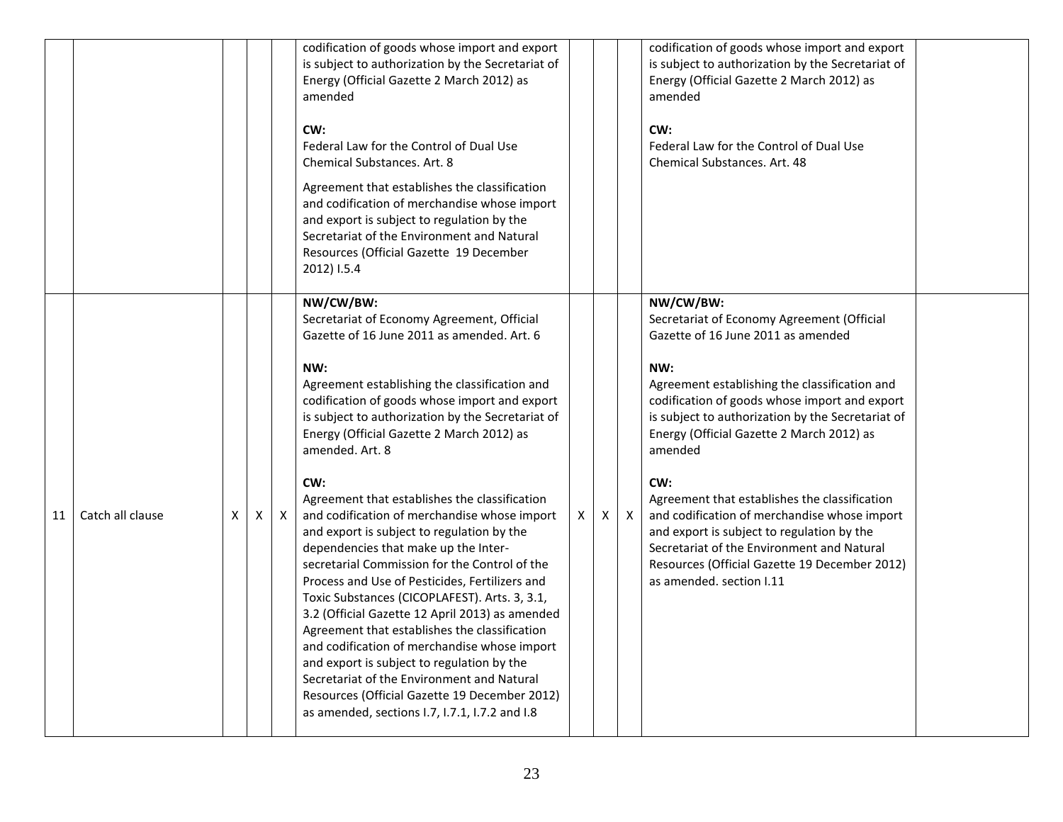| | | | | | | | | | | |
|---|---|---|---|---|---|---|---|---|---|---|
| | | | | | codification of goods whose import and export is subject to authorization by the Secretariat of Energy (Official Gazette 2 March 2012) as amended<br><br>**CW:**<br>Federal Law for the Control of Dual Use Chemical Substances. Art. 8<br><br>Agreement that establishes the classification and codification of merchandise whose import and export is subject to regulation by the Secretariat of the Environment and Natural Resources (Official Gazette 19 December 2012) I.5.4 | | | | codification of goods whose import and export is subject to authorization by the Secretariat of Energy (Official Gazette 2 March 2012) as amended<br><br>**CW:**<br>Federal Law for the Control of Dual Use Chemical Substances. Art. 48 | |
| 11 | Catch all clause | X | X | X | **NW/CW/BW:**<br>Secretariat of Economy Agreement, Official Gazette of 16 June 2011 as amended. Art. 6<br><br>**NW:**<br>Agreement establishing the classification and codification of goods whose import and export is subject to authorization by the Secretariat of Energy (Official Gazette 2 March 2012) as amended. Art. 8<br><br>**CW:**<br>Agreement that establishes the classification and codification of merchandise whose import and export is subject to regulation by the dependencies that make up the Inter-secretarial Commission for the Control of the Process and Use of Pesticides, Fertilizers and Toxic Substances (CICOPLAFEST). Arts. 3, 3.1, 3.2 (Official Gazette 12 April 2013) as amended Agreement that establishes the classification and codification of merchandise whose import and export is subject to regulation by the Secretariat of the Environment and Natural Resources (Official Gazette 19 December 2012) as amended, sections I.7, I.7.1, I.7.2 and I.8 | X | X | X | **NW/CW/BW:**<br>Secretariat of Economy Agreement (Official Gazette of 16 June 2011 as amended<br><br>**NW:**<br>Agreement establishing the classification and codification of goods whose import and export is subject to authorization by the Secretariat of Energy (Official Gazette 2 March 2012) as amended<br><br>**CW:**<br>Agreement that establishes the classification and codification of merchandise whose import and export is subject to regulation by the Secretariat of the Environment and Natural Resources (Official Gazette 19 December 2012) as amended. section I.11 | |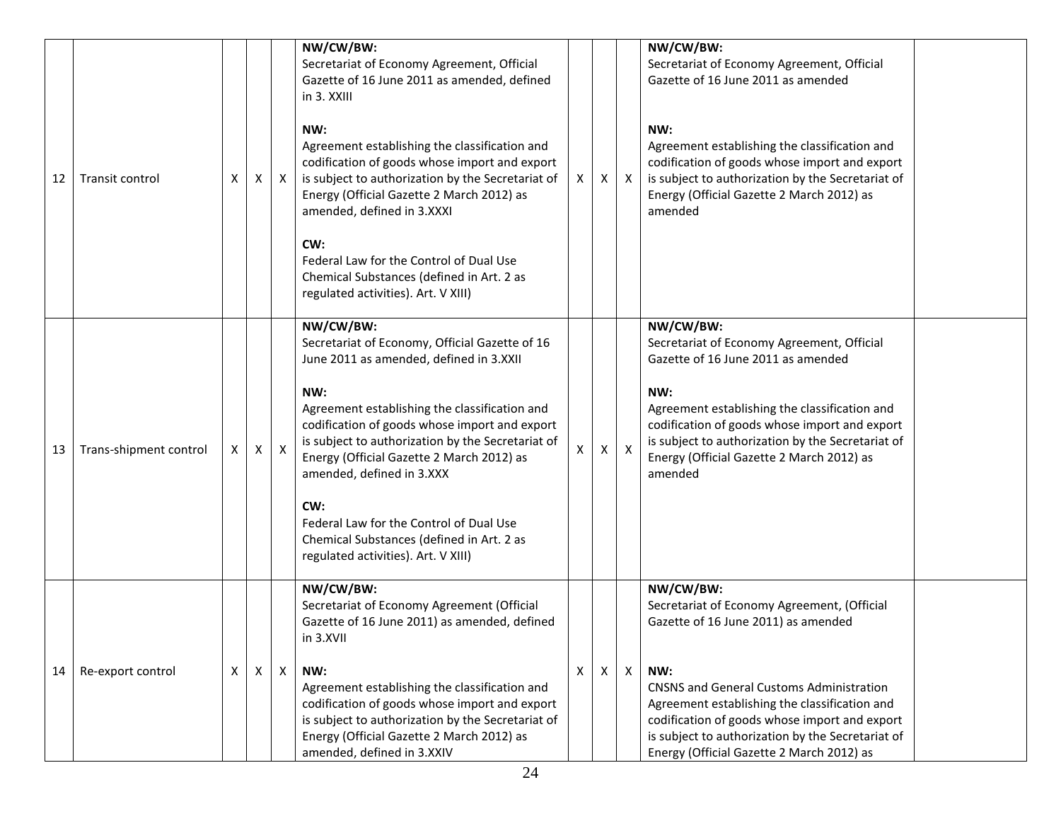| 12 | Transit control | X | X | X | **NW/CW/BW:**<br>Secretariat of Economy Agreement, Official Gazette of 16 June 2011 as amended, defined in 3. XXIII<br><br>**NW:**<br>Agreement establishing the classification and codification of goods whose import and export is subject to authorization by the Secretariat of Energy (Official Gazette 2 March 2012) as amended, defined in 3.XXXI<br><br>**CW:**<br>Federal Law for the Control of Dual Use Chemical Substances (defined in Art. 2 as regulated activities). Art. V XIII) | X | X | X | **NW/CW/BW:**<br>Secretariat of Economy Agreement, Official Gazette of 16 June 2011 as amended<br><br>**NW:**<br>Agreement establishing the classification and codification of goods whose import and export is subject to authorization by the Secretariat of Energy (Official Gazette 2 March 2012) as amended | |
|---|---|---|---|---|---|---|---|---|---|---|
| 13 | Trans-shipment control | X | X | X | **NW/CW/BW:**<br>Secretariat of Economy, Official Gazette of 16 June 2011 as amended, defined in 3.XXII<br><br>**NW:**<br>Agreement establishing the classification and codification of goods whose import and export is subject to authorization by the Secretariat of Energy (Official Gazette 2 March 2012) as amended, defined in 3.XXX<br><br>**CW:**<br>Federal Law for the Control of Dual Use Chemical Substances (defined in Art. 2 as regulated activities). Art. V XIII) | X | X | X | **NW/CW/BW:**<br>Secretariat of Economy Agreement, Official Gazette of 16 June 2011 as amended<br><br>**NW:**<br>Agreement establishing the classification and codification of goods whose import and export is subject to authorization by the Secretariat of Energy (Official Gazette 2 March 2012) as amended | |
| 14 | Re-export control | X | X | X | **NW/CW/BW:**<br>Secretariat of Economy Agreement (Official Gazette of 16 June 2011) as amended, defined in 3.XVII<br><br>**NW:**<br>Agreement establishing the classification and codification of goods whose import and export is subject to authorization by the Secretariat of Energy (Official Gazette 2 March 2012) as amended, defined in 3.XXIV | X | X | X | **NW/CW/BW:**<br>Secretariat of Economy Agreement, (Official Gazette of 16 June 2011) as amended<br><br>**NW:**<br>CNSNS and General Customs Administration Agreement establishing the classification and codification of goods whose import and export is subject to authorization by the Secretariat of Energy (Official Gazette 2 March 2012) as | |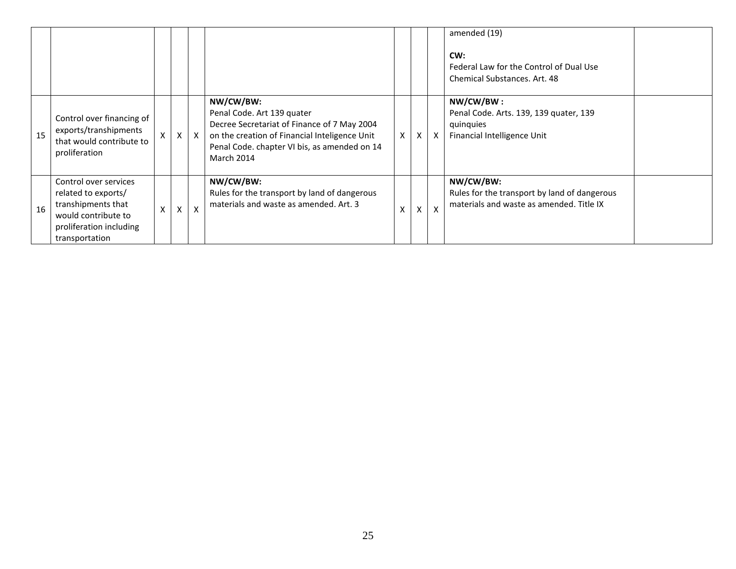| | | | | | | | | | | |
|---|---|---|---|---|---|---|---|---|---|---|
| | | | | | | | | | amended (19)<br><br>**CW:**<br>Federal Law for the Control of Dual Use Chemical Substances. Art. 48 | |
| 15 | Control over financing of exports/transhipments that would contribute to proliferation | X | X | X | **NW/CW/BW:**<br>Penal Code. Art 139 quater<br>Decree Secretariat of Finance of 7 May 2004 on the creation of Financial Inteligence Unit<br>Penal Code. chapter VI bis, as amended on 14 March 2014 | X | X | X | **NW/CW/BW :**<br>Penal Code. Arts. 139, 139 quater, 139 quinquies<br>Financial Intelligence Unit | |
| 16 | Control over services related to exports/ transhipments that would contribute to proliferation including transportation | X | X | X | **NW/CW/BW:**<br>Rules for the transport by land of dangerous materials and waste as amended. Art. 3 | X | X | X | **NW/CW/BW:**<br>Rules for the transport by land of dangerous materials and waste as amended. Title IX | |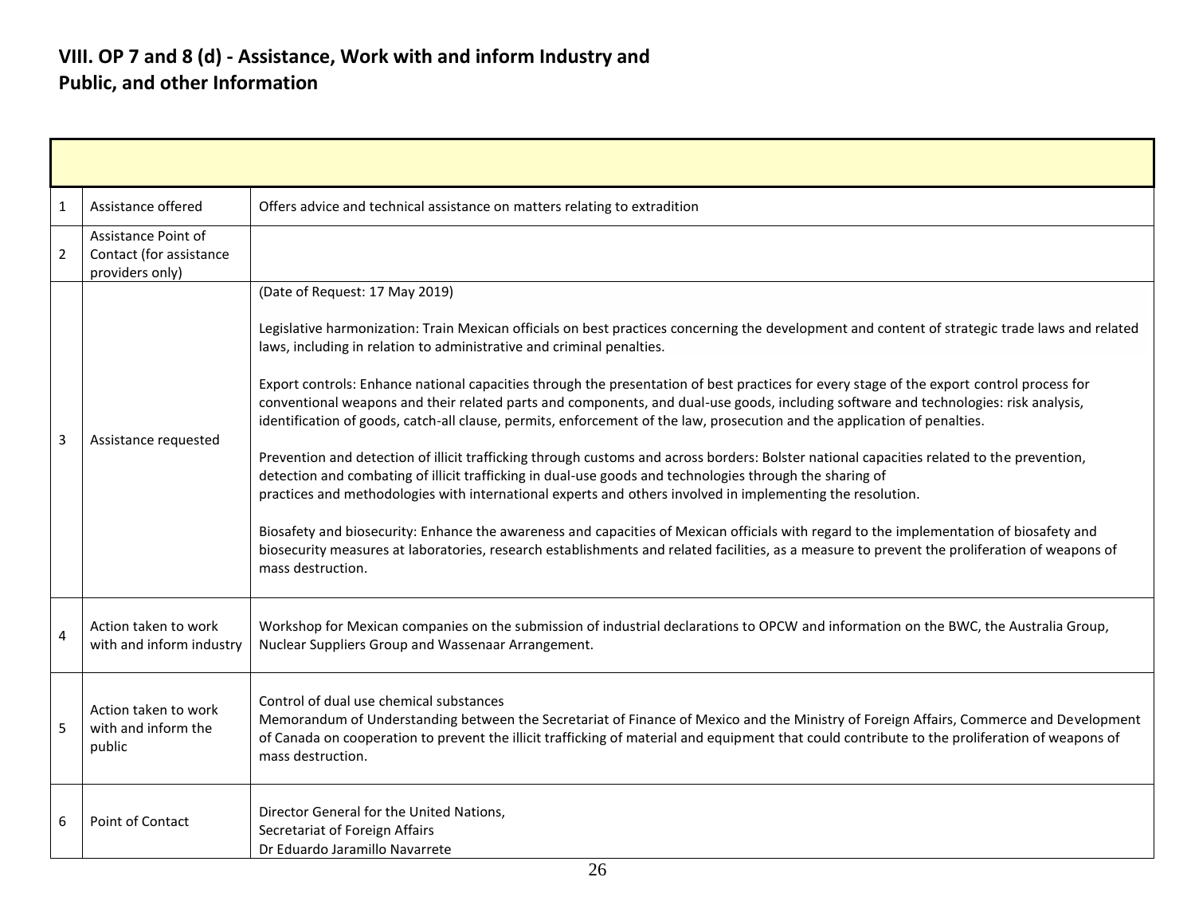## VIII. OP 7 and 8 (d) - Assistance, Work with and inform Industry and Public, and other Information

| | | |
|---|---|---|
| 1 | Assistance offered | Offers advice and technical assistance on matters relating to extradition |
| 2 | Assistance Point of Contact (for assistance providers only) | |
| 3 | Assistance requested | (Date of Request: 17 May 2019)<br><br>Legislative harmonization: Train Mexican officials on best practices concerning the development and content of strategic trade laws and related laws, including in relation to administrative and criminal penalties.<br><br>Export controls: Enhance national capacities through the presentation of best practices for every stage of the export control process for conventional weapons and their related parts and components, and dual-use goods, including software and technologies: risk analysis, identification of goods, catch-all clause, permits, enforcement of the law, prosecution and the application of penalties.<br><br>Prevention and detection of illicit trafficking through customs and across borders: Bolster national capacities related to the prevention, detection and combating of illicit trafficking in dual-use goods and technologies through the sharing of practices and methodologies with international experts and others involved in implementing the resolution.<br><br>Biosafety and biosecurity: Enhance the awareness and capacities of Mexican officials with regard to the implementation of biosafety and biosecurity measures at laboratories, research establishments and related facilities, as a measure to prevent the proliferation of weapons of mass destruction. |
| 4 | Action taken to work with and inform industry | Workshop for Mexican companies on the submission of industrial declarations to OPCW and information on the BWC, the Australia Group, Nuclear Suppliers Group and Wassenaar Arrangement. |
| 5 | Action taken to work with and inform the public | Control of dual use chemical substances<br>Memorandum of Understanding between the Secretariat of Finance of Mexico and the Ministry of Foreign Affairs, Commerce and Development of Canada on cooperation to prevent the illicit trafficking of material and equipment that could contribute to the proliferation of weapons of mass destruction. |
| 6 | Point of Contact | Director General for the United Nations,<br>Secretariat of Foreign Affairs<br>Dr Eduardo Jaramillo Navarrete |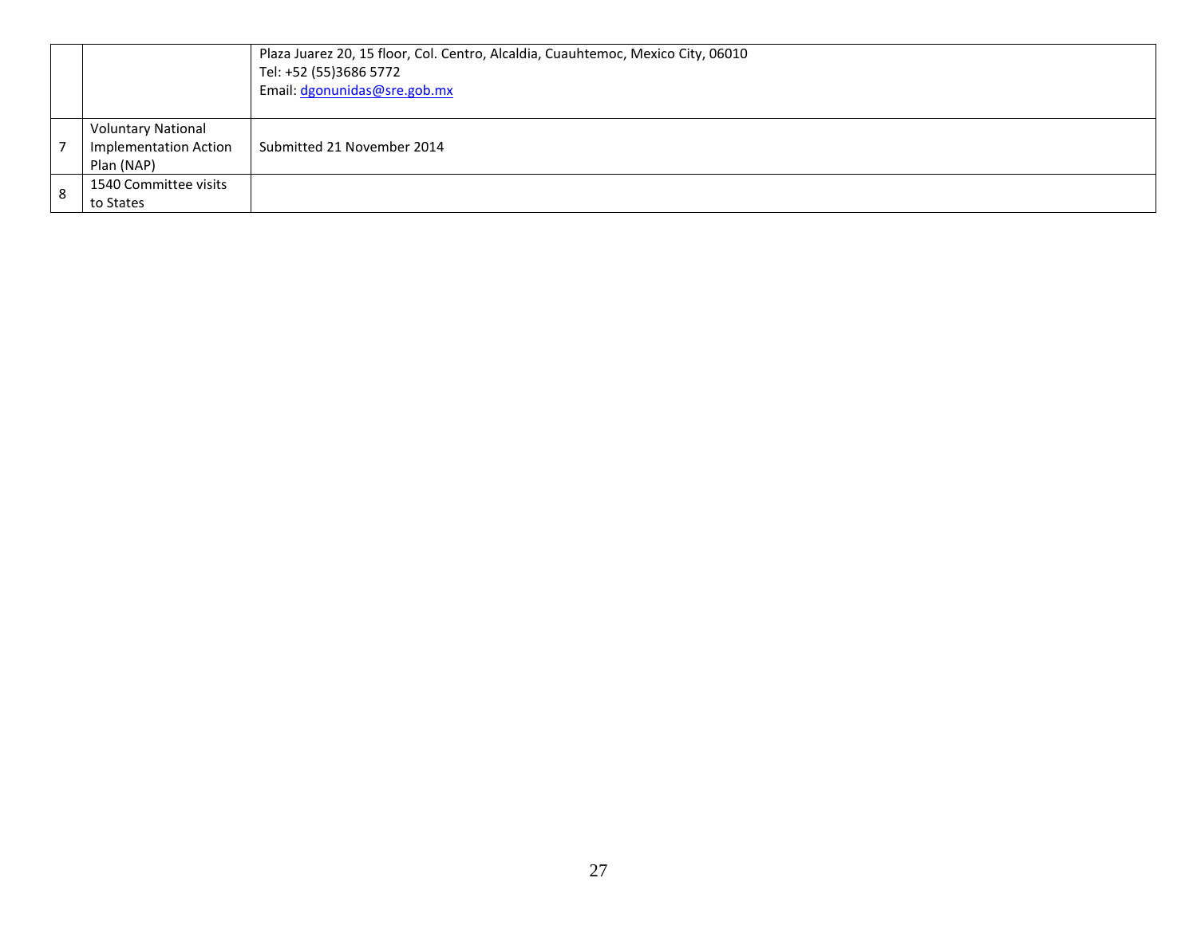| | | |
|---|---|---|
| | | Plaza Juarez 20, 15 floor, Col. Centro, Alcaldia, Cuauhtemoc, Mexico City, 06010<br>Tel: +52 (55)3686 5772<br>Email: dgonunidas@sre.gob.mx |
| 7 | Voluntary National Implementation Action Plan (NAP) | Submitted 21 November 2014 |
| 8 | 1540 Committee visits to States | |